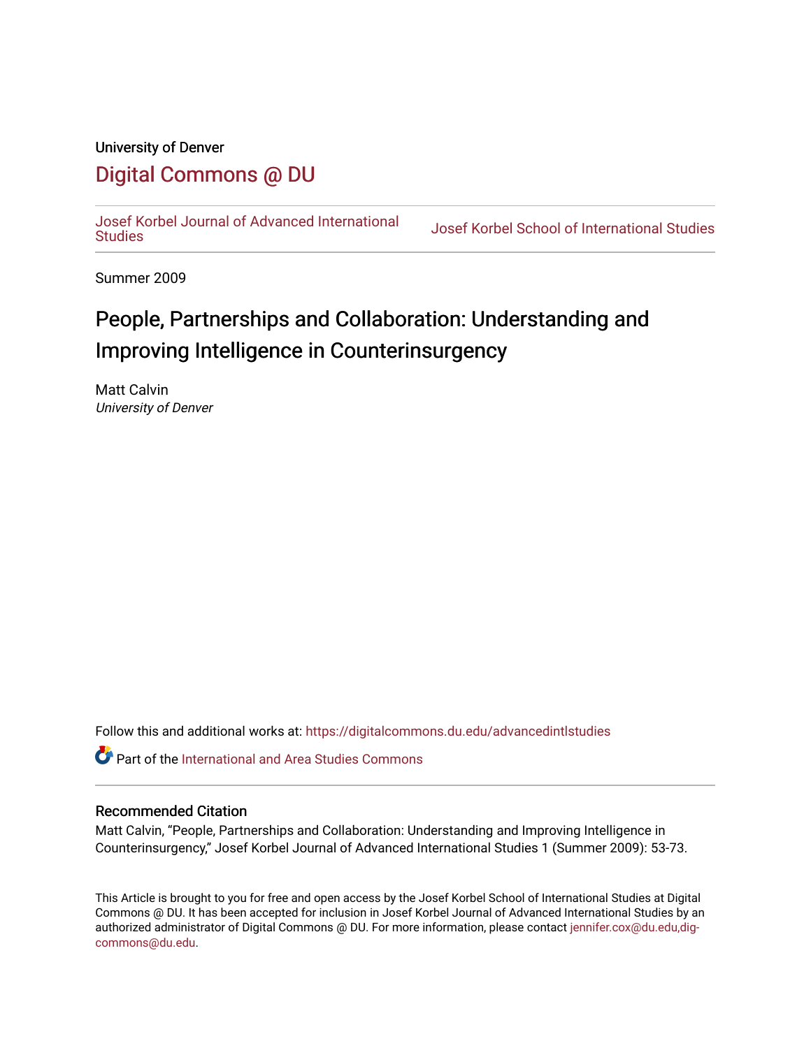University of Denver

## Digital Commons @ DU

Josef Korbel Journal of Advanced International Studies | Josef Korbel School of International Studies

Summer 2009

# People, Partnerships and Collaboration: Understanding and Improving Intelligence in Counterinsurgency

Matt Calvin
*University of Denver*

Follow this and additional works at: https://digitalcommons.du.edu/advancedintlstudies

Part of the International and Area Studies Commons

### Recommended Citation

Matt Calvin, "People, Partnerships and Collaboration: Understanding and Improving Intelligence in Counterinsurgency," Josef Korbel Journal of Advanced International Studies 1 (Summer 2009): 53-73.

This Article is brought to you for free and open access by the Josef Korbel School of International Studies at Digital Commons @ DU. It has been accepted for inclusion in Josef Korbel Journal of Advanced International Studies by an authorized administrator of Digital Commons @ DU. For more information, please contact jennifer.cox@du.edu,dig-commons@du.edu.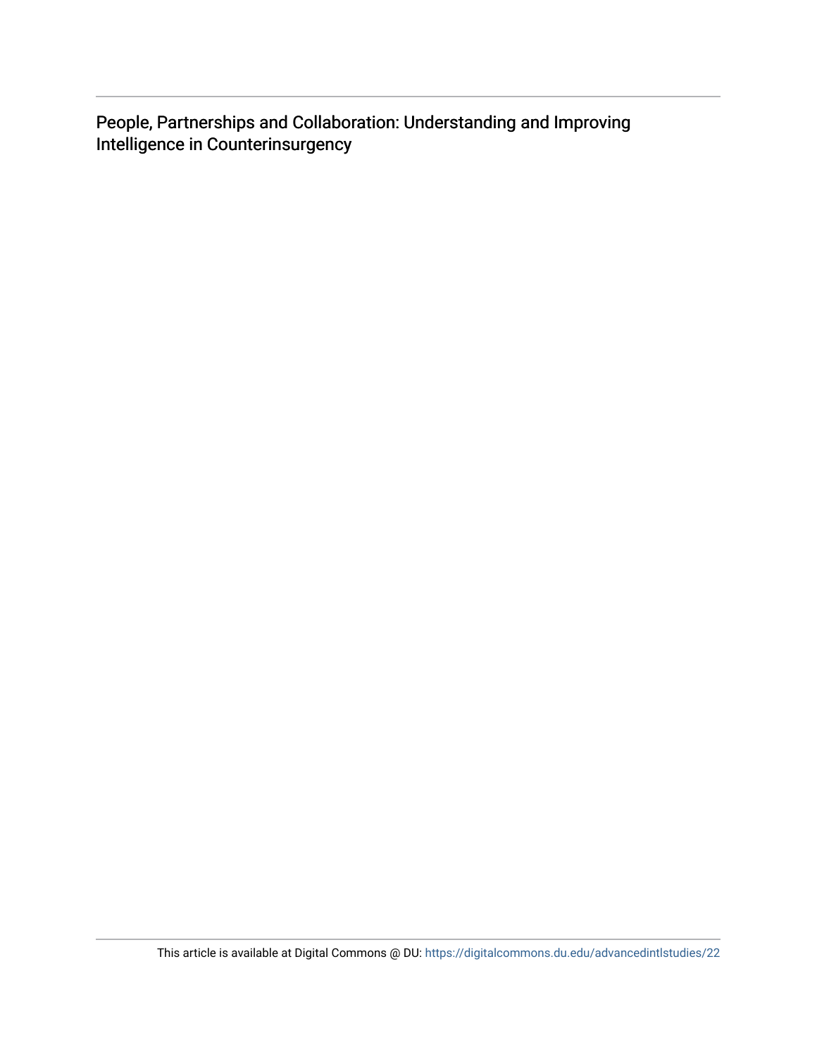People, Partnerships and Collaboration: Understanding and Improving Intelligence in Counterinsurgency

This article is available at Digital Commons @ DU: https://digitalcommons.du.edu/advancedintlstudies/22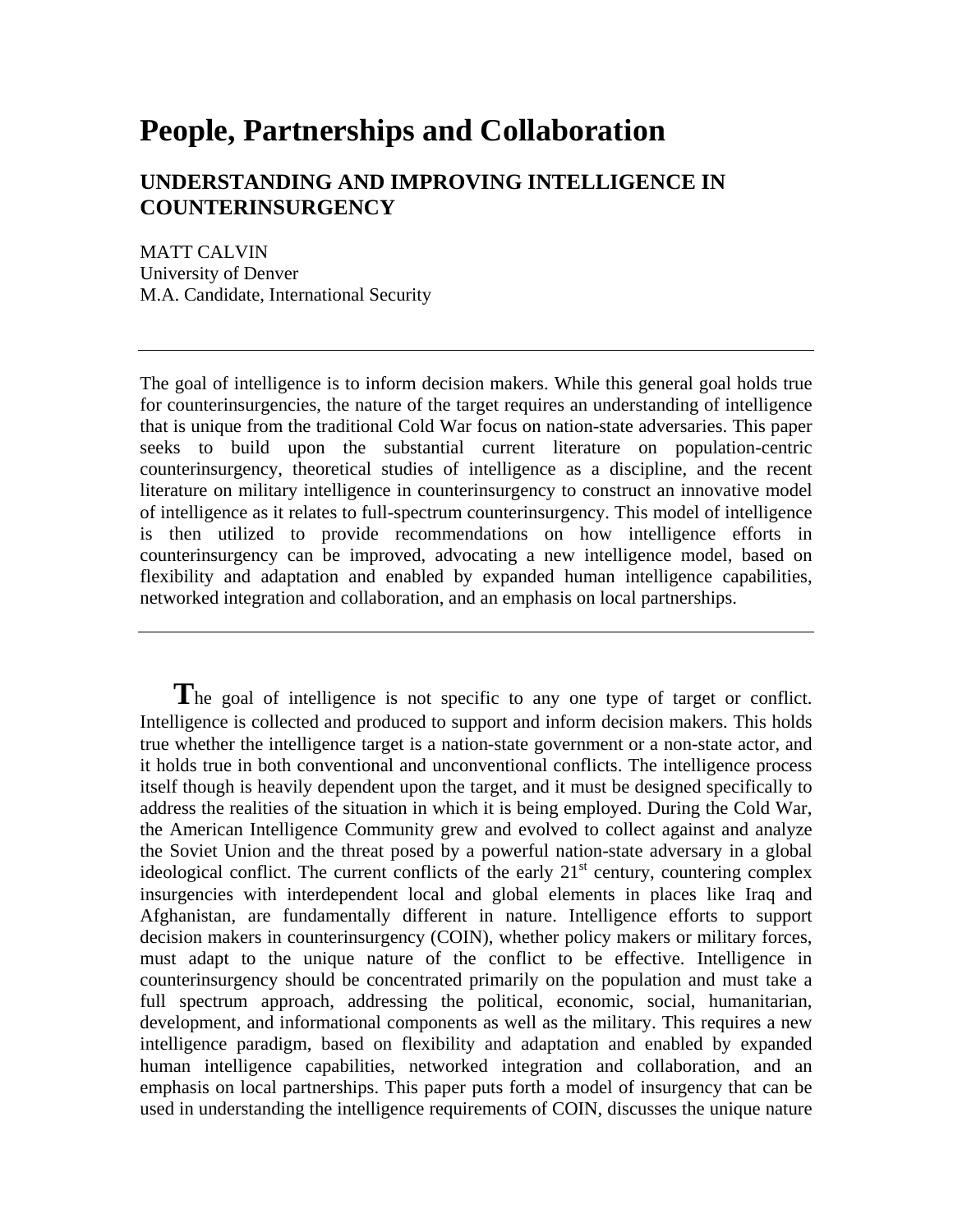# People, Partnerships and Collaboration

## UNDERSTANDING AND IMPROVING INTELLIGENCE IN COUNTERINSURGENCY

MATT CALVIN
University of Denver
M.A. Candidate, International Security

---

The goal of intelligence is to inform decision makers. While this general goal holds true for counterinsurgencies, the nature of the target requires an understanding of intelligence that is unique from the traditional Cold War focus on nation-state adversaries. This paper seeks to build upon the substantial current literature on population-centric counterinsurgency, theoretical studies of intelligence as a discipline, and the recent literature on military intelligence in counterinsurgency to construct an innovative model of intelligence as it relates to full-spectrum counterinsurgency. This model of intelligence is then utilized to provide recommendations on how intelligence efforts in counterinsurgency can be improved, advocating a new intelligence model, based on flexibility and adaptation and enabled by expanded human intelligence capabilities, networked integration and collaboration, and an emphasis on local partnerships.

---

The goal of intelligence is not specific to any one type of target or conflict. Intelligence is collected and produced to support and inform decision makers. This holds true whether the intelligence target is a nation-state government or a non-state actor, and it holds true in both conventional and unconventional conflicts. The intelligence process itself though is heavily dependent upon the target, and it must be designed specifically to address the realities of the situation in which it is being employed. During the Cold War, the American Intelligence Community grew and evolved to collect against and analyze the Soviet Union and the threat posed by a powerful nation-state adversary in a global ideological conflict. The current conflicts of the early 21st century, countering complex insurgencies with interdependent local and global elements in places like Iraq and Afghanistan, are fundamentally different in nature. Intelligence efforts to support decision makers in counterinsurgency (COIN), whether policy makers or military forces, must adapt to the unique nature of the conflict to be effective. Intelligence in counterinsurgency should be concentrated primarily on the population and must take a full spectrum approach, addressing the political, economic, social, humanitarian, development, and informational components as well as the military. This requires a new intelligence paradigm, based on flexibility and adaptation and enabled by expanded human intelligence capabilities, networked integration and collaboration, and an emphasis on local partnerships. This paper puts forth a model of insurgency that can be used in understanding the intelligence requirements of COIN, discusses the unique nature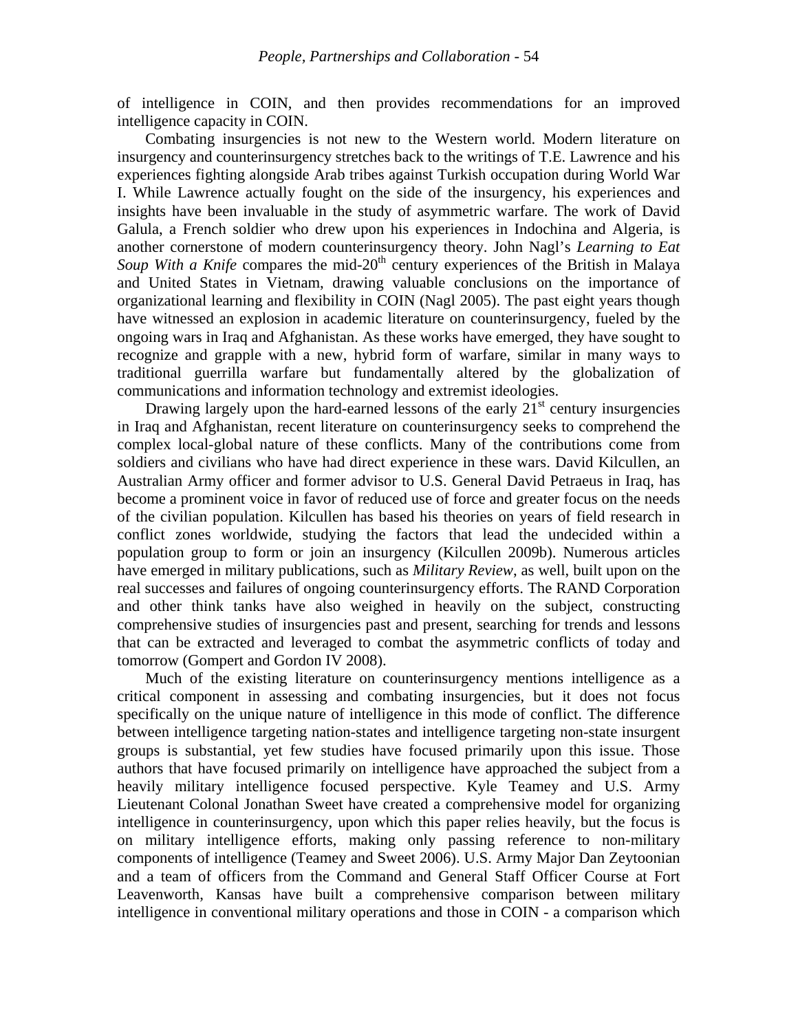of intelligence in COIN, and then provides recommendations for an improved intelligence capacity in COIN.

Combating insurgencies is not new to the Western world. Modern literature on insurgency and counterinsurgency stretches back to the writings of T.E. Lawrence and his experiences fighting alongside Arab tribes against Turkish occupation during World War I. While Lawrence actually fought on the side of the insurgency, his experiences and insights have been invaluable in the study of asymmetric warfare. The work of David Galula, a French soldier who drew upon his experiences in Indochina and Algeria, is another cornerstone of modern counterinsurgency theory. John Nagl's *Learning to Eat Soup With a Knife* compares the mid-20th century experiences of the British in Malaya and United States in Vietnam, drawing valuable conclusions on the importance of organizational learning and flexibility in COIN (Nagl 2005). The past eight years though have witnessed an explosion in academic literature on counterinsurgency, fueled by the ongoing wars in Iraq and Afghanistan. As these works have emerged, they have sought to recognize and grapple with a new, hybrid form of warfare, similar in many ways to traditional guerrilla warfare but fundamentally altered by the globalization of communications and information technology and extremist ideologies.

Drawing largely upon the hard-earned lessons of the early 21st century insurgencies in Iraq and Afghanistan, recent literature on counterinsurgency seeks to comprehend the complex local-global nature of these conflicts. Many of the contributions come from soldiers and civilians who have had direct experience in these wars. David Kilcullen, an Australian Army officer and former advisor to U.S. General David Petraeus in Iraq, has become a prominent voice in favor of reduced use of force and greater focus on the needs of the civilian population. Kilcullen has based his theories on years of field research in conflict zones worldwide, studying the factors that lead the undecided within a population group to form or join an insurgency (Kilcullen 2009b). Numerous articles have emerged in military publications, such as *Military Review*, as well, built upon on the real successes and failures of ongoing counterinsurgency efforts. The RAND Corporation and other think tanks have also weighed in heavily on the subject, constructing comprehensive studies of insurgencies past and present, searching for trends and lessons that can be extracted and leveraged to combat the asymmetric conflicts of today and tomorrow (Gompert and Gordon IV 2008).

Much of the existing literature on counterinsurgency mentions intelligence as a critical component in assessing and combating insurgencies, but it does not focus specifically on the unique nature of intelligence in this mode of conflict. The difference between intelligence targeting nation-states and intelligence targeting non-state insurgent groups is substantial, yet few studies have focused primarily upon this issue. Those authors that have focused primarily on intelligence have approached the subject from a heavily military intelligence focused perspective. Kyle Teamey and U.S. Army Lieutenant Colonal Jonathan Sweet have created a comprehensive model for organizing intelligence in counterinsurgency, upon which this paper relies heavily, but the focus is on military intelligence efforts, making only passing reference to non-military components of intelligence (Teamey and Sweet 2006). U.S. Army Major Dan Zeytoonian and a team of officers from the Command and General Staff Officer Course at Fort Leavenworth, Kansas have built a comprehensive comparison between military intelligence in conventional military operations and those in COIN - a comparison which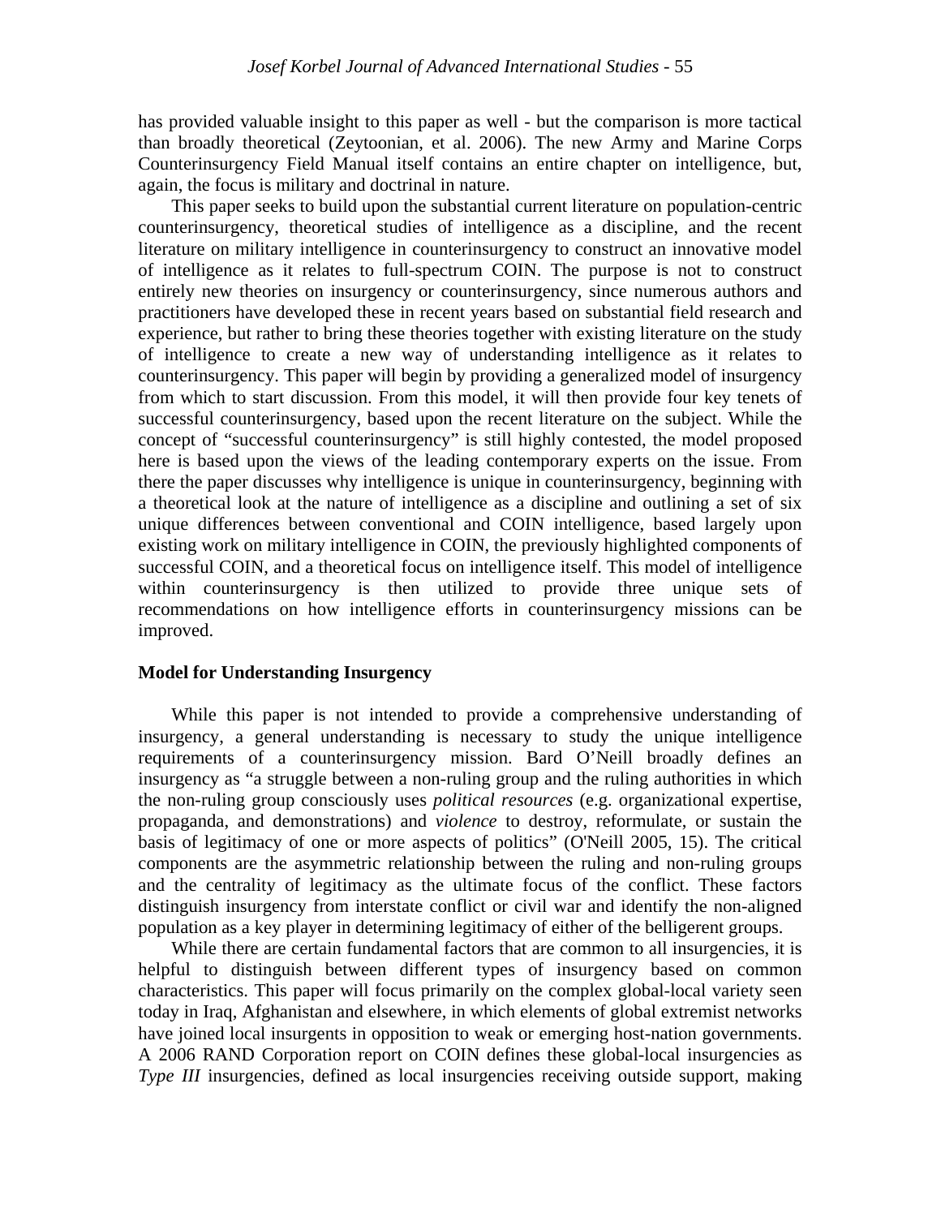has provided valuable insight to this paper as well - but the comparison is more tactical than broadly theoretical (Zeytoonian, et al. 2006). The new Army and Marine Corps Counterinsurgency Field Manual itself contains an entire chapter on intelligence, but, again, the focus is military and doctrinal in nature.

This paper seeks to build upon the substantial current literature on population-centric counterinsurgency, theoretical studies of intelligence as a discipline, and the recent literature on military intelligence in counterinsurgency to construct an innovative model of intelligence as it relates to full-spectrum COIN. The purpose is not to construct entirely new theories on insurgency or counterinsurgency, since numerous authors and practitioners have developed these in recent years based on substantial field research and experience, but rather to bring these theories together with existing literature on the study of intelligence to create a new way of understanding intelligence as it relates to counterinsurgency. This paper will begin by providing a generalized model of insurgency from which to start discussion. From this model, it will then provide four key tenets of successful counterinsurgency, based upon the recent literature on the subject. While the concept of "successful counterinsurgency" is still highly contested, the model proposed here is based upon the views of the leading contemporary experts on the issue. From there the paper discusses why intelligence is unique in counterinsurgency, beginning with a theoretical look at the nature of intelligence as a discipline and outlining a set of six unique differences between conventional and COIN intelligence, based largely upon existing work on military intelligence in COIN, the previously highlighted components of successful COIN, and a theoretical focus on intelligence itself. This model of intelligence within counterinsurgency is then utilized to provide three unique sets of recommendations on how intelligence efforts in counterinsurgency missions can be improved.

## Model for Understanding Insurgency

While this paper is not intended to provide a comprehensive understanding of insurgency, a general understanding is necessary to study the unique intelligence requirements of a counterinsurgency mission. Bard O'Neill broadly defines an insurgency as "a struggle between a non-ruling group and the ruling authorities in which the non-ruling group consciously uses *political resources* (e.g. organizational expertise, propaganda, and demonstrations) and *violence* to destroy, reformulate, or sustain the basis of legitimacy of one or more aspects of politics" (O'Neill 2005, 15). The critical components are the asymmetric relationship between the ruling and non-ruling groups and the centrality of legitimacy as the ultimate focus of the conflict. These factors distinguish insurgency from interstate conflict or civil war and identify the non-aligned population as a key player in determining legitimacy of either of the belligerent groups.

While there are certain fundamental factors that are common to all insurgencies, it is helpful to distinguish between different types of insurgency based on common characteristics. This paper will focus primarily on the complex global-local variety seen today in Iraq, Afghanistan and elsewhere, in which elements of global extremist networks have joined local insurgents in opposition to weak or emerging host-nation governments. A 2006 RAND Corporation report on COIN defines these global-local insurgencies as *Type III* insurgencies, defined as local insurgencies receiving outside support, making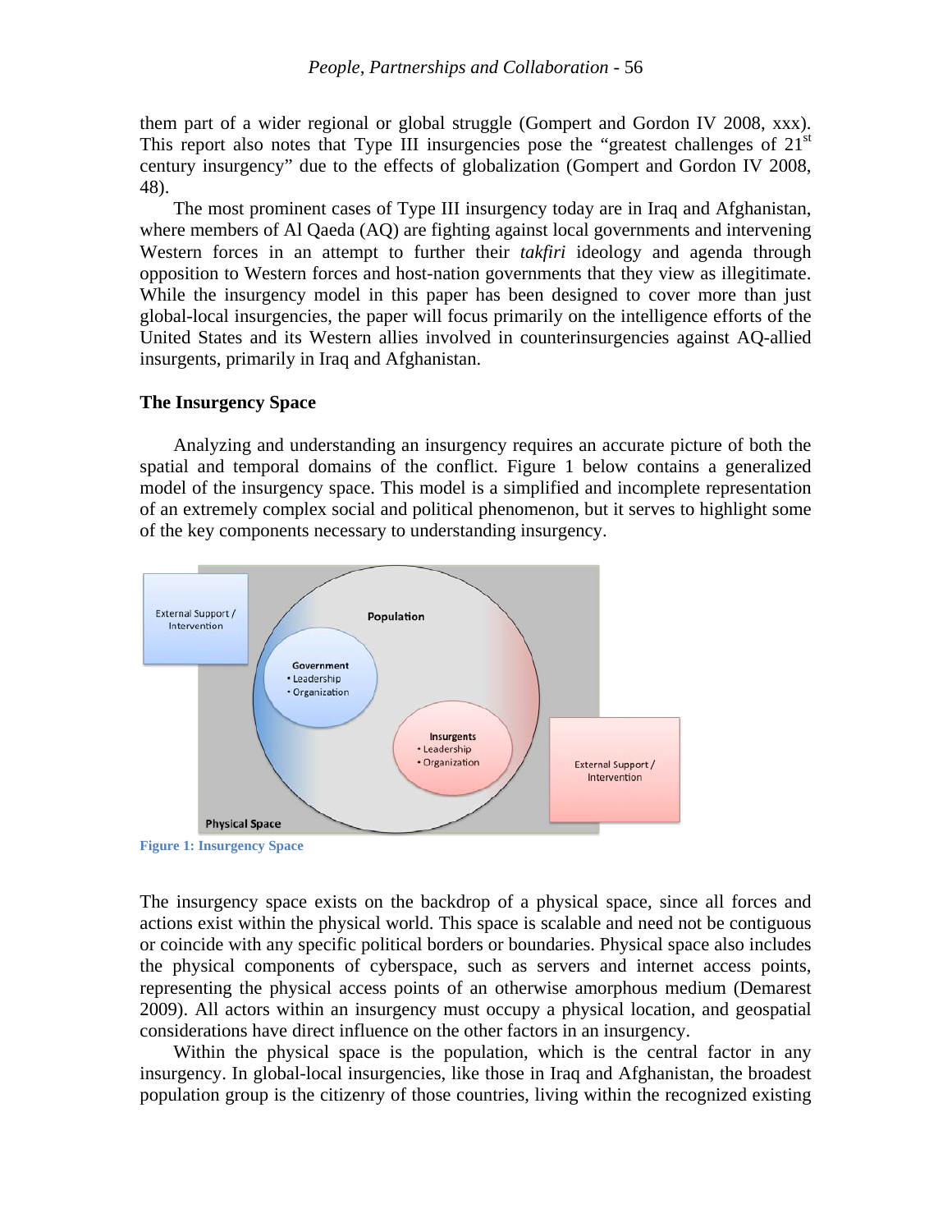them part of a wider regional or global struggle (Gompert and Gordon IV 2008, xxx). This report also notes that Type III insurgencies pose the "greatest challenges of 21st century insurgency" due to the effects of globalization (Gompert and Gordon IV 2008, 48).

The most prominent cases of Type III insurgency today are in Iraq and Afghanistan, where members of Al Qaeda (AQ) are fighting against local governments and intervening Western forces in an attempt to further their *takfiri* ideology and agenda through opposition to Western forces and host-nation governments that they view as illegitimate. While the insurgency model in this paper has been designed to cover more than just global-local insurgencies, the paper will focus primarily on the intelligence efforts of the United States and its Western allies involved in counterinsurgencies against AQ-allied insurgents, primarily in Iraq and Afghanistan.

### The Insurgency Space

Analyzing and understanding an insurgency requires an accurate picture of both the spatial and temporal domains of the conflict. Figure 1 below contains a generalized model of the insurgency space. This model is a simplified and incomplete representation of an extremely complex social and political phenomenon, but it serves to highlight some of the key components necessary to understanding insurgency.

External Support / Intervention

Population

Government
- Leadership
- Organization

Insurgents
- Leadership
- Organization

External Support / Intervention

Physical Space

**Figure 1: Insurgency Space**

The insurgency space exists on the backdrop of a physical space, since all forces and actions exist within the physical world. This space is scalable and need not be contiguous or coincide with any specific political borders or boundaries. Physical space also includes the physical components of cyberspace, such as servers and internet access points, representing the physical access points of an otherwise amorphous medium (Demarest 2009). All actors within an insurgency must occupy a physical location, and geospatial considerations have direct influence on the other factors in an insurgency.

Within the physical space is the population, which is the central factor in any insurgency. In global-local insurgencies, like those in Iraq and Afghanistan, the broadest population group is the citizenry of those countries, living within the recognized existing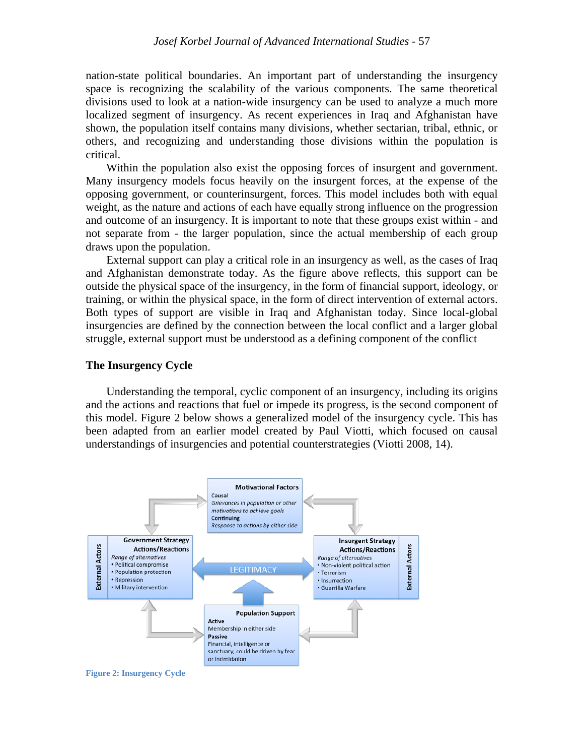nation-state political boundaries. An important part of understanding the insurgency space is recognizing the scalability of the various components. The same theoretical divisions used to look at a nation-wide insurgency can be used to analyze a much more localized segment of insurgency. As recent experiences in Iraq and Afghanistan have shown, the population itself contains many divisions, whether sectarian, tribal, ethnic, or others, and recognizing and understanding those divisions within the population is critical.

Within the population also exist the opposing forces of insurgent and government. Many insurgency models focus heavily on the insurgent forces, at the expense of the opposing government, or counterinsurgent, forces. This model includes both with equal weight, as the nature and actions of each have equally strong influence on the progression and outcome of an insurgency. It is important to note that these groups exist within - and not separate from - the larger population, since the actual membership of each group draws upon the population.

External support can play a critical role in an insurgency as well, as the cases of Iraq and Afghanistan demonstrate today. As the figure above reflects, this support can be outside the physical space of the insurgency, in the form of financial support, ideology, or training, or within the physical space, in the form of direct intervention of external actors. Both types of support are visible in Iraq and Afghanistan today. Since local-global insurgencies are defined by the connection between the local conflict and a larger global struggle, external support must be understood as a defining component of the conflict

### The Insurgency Cycle

Understanding the temporal, cyclic component of an insurgency, including its origins and the actions and reactions that fuel or impede its progress, is the second component of this model. Figure 2 below shows a generalized model of the insurgency cycle. This has been adapted from an earlier model created by Paul Viotti, which focused on causal understandings of insurgencies and potential counterstrategies (Viotti 2008, 14).

**Motivational Factors**
Causal
*Grievances in population or other motivations to achieve goals*
Continuing
*Response to actions by either side*

**External Actors** | **Government Strategy Actions/Reactions**
*Range of alternatives*
- Political compromise
- Population protection
- Repression
- Military intervention

LEGITIMACY

**Insurgent Strategy Actions/Reactions** | **External Actors**
*Range of alternatives*
- Non-violent political action
- Terrorism
- Insurrection
- Guerrilla Warfare

**Population Support**
Active
Membership in either side
Passive
Financial, intelligence or sanctuary; could be driven by fear or intimidation

Figure 2: Insurgency Cycle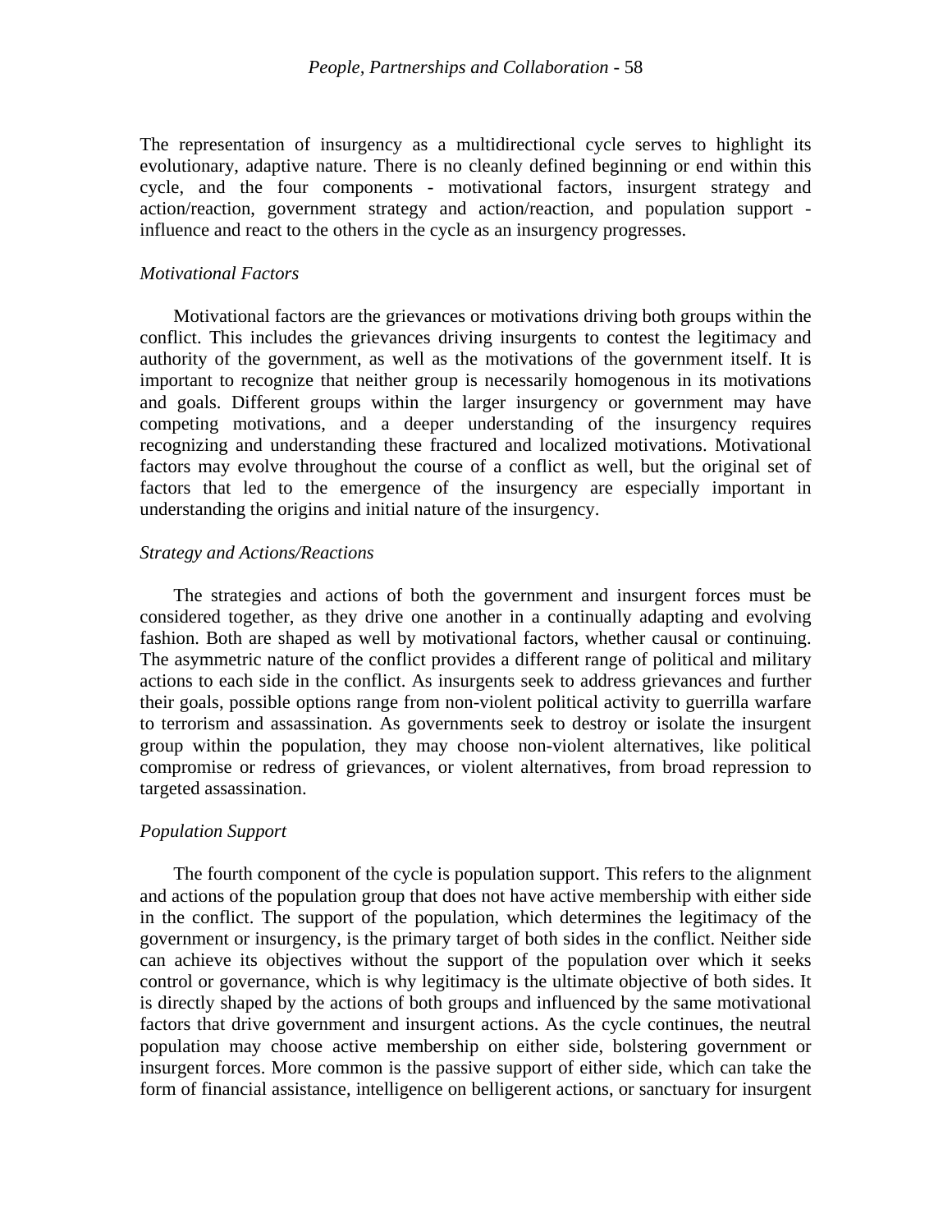The representation of insurgency as a multidirectional cycle serves to highlight its evolutionary, adaptive nature. There is no cleanly defined beginning or end within this cycle, and the four components - motivational factors, insurgent strategy and action/reaction, government strategy and action/reaction, and population support - influence and react to the others in the cycle as an insurgency progresses.

*Motivational Factors*

Motivational factors are the grievances or motivations driving both groups within the conflict. This includes the grievances driving insurgents to contest the legitimacy and authority of the government, as well as the motivations of the government itself. It is important to recognize that neither group is necessarily homogenous in its motivations and goals. Different groups within the larger insurgency or government may have competing motivations, and a deeper understanding of the insurgency requires recognizing and understanding these fractured and localized motivations. Motivational factors may evolve throughout the course of a conflict as well, but the original set of factors that led to the emergence of the insurgency are especially important in understanding the origins and initial nature of the insurgency.

*Strategy and Actions/Reactions*

The strategies and actions of both the government and insurgent forces must be considered together, as they drive one another in a continually adapting and evolving fashion. Both are shaped as well by motivational factors, whether causal or continuing. The asymmetric nature of the conflict provides a different range of political and military actions to each side in the conflict. As insurgents seek to address grievances and further their goals, possible options range from non-violent political activity to guerrilla warfare to terrorism and assassination. As governments seek to destroy or isolate the insurgent group within the population, they may choose non-violent alternatives, like political compromise or redress of grievances, or violent alternatives, from broad repression to targeted assassination.

*Population Support*

The fourth component of the cycle is population support. This refers to the alignment and actions of the population group that does not have active membership with either side in the conflict. The support of the population, which determines the legitimacy of the government or insurgency, is the primary target of both sides in the conflict. Neither side can achieve its objectives without the support of the population over which it seeks control or governance, which is why legitimacy is the ultimate objective of both sides. It is directly shaped by the actions of both groups and influenced by the same motivational factors that drive government and insurgent actions. As the cycle continues, the neutral population may choose active membership on either side, bolstering government or insurgent forces. More common is the passive support of either side, which can take the form of financial assistance, intelligence on belligerent actions, or sanctuary for insurgent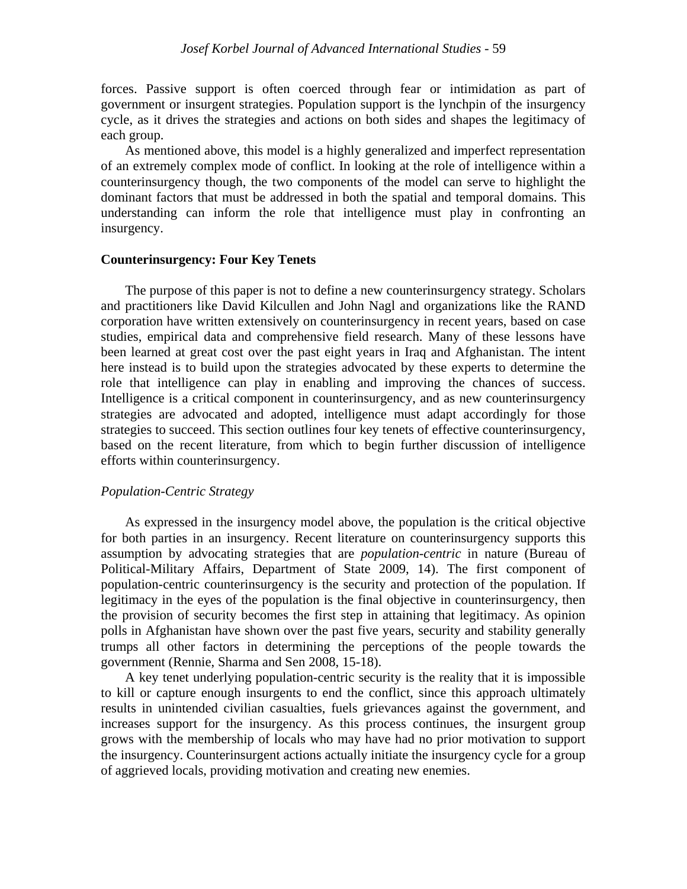forces. Passive support is often coerced through fear or intimidation as part of government or insurgent strategies. Population support is the lynchpin of the insurgency cycle, as it drives the strategies and actions on both sides and shapes the legitimacy of each group.

As mentioned above, this model is a highly generalized and imperfect representation of an extremely complex mode of conflict. In looking at the role of intelligence within a counterinsurgency though, the two components of the model can serve to highlight the dominant factors that must be addressed in both the spatial and temporal domains. This understanding can inform the role that intelligence must play in confronting an insurgency.

**Counterinsurgency: Four Key Tenets**

The purpose of this paper is not to define a new counterinsurgency strategy. Scholars and practitioners like David Kilcullen and John Nagl and organizations like the RAND corporation have written extensively on counterinsurgency in recent years, based on case studies, empirical data and comprehensive field research. Many of these lessons have been learned at great cost over the past eight years in Iraq and Afghanistan. The intent here instead is to build upon the strategies advocated by these experts to determine the role that intelligence can play in enabling and improving the chances of success. Intelligence is a critical component in counterinsurgency, and as new counterinsurgency strategies are advocated and adopted, intelligence must adapt accordingly for those strategies to succeed. This section outlines four key tenets of effective counterinsurgency, based on the recent literature, from which to begin further discussion of intelligence efforts within counterinsurgency.

*Population-Centric Strategy*

As expressed in the insurgency model above, the population is the critical objective for both parties in an insurgency. Recent literature on counterinsurgency supports this assumption by advocating strategies that are *population-centric* in nature (Bureau of Political-Military Affairs, Department of State 2009, 14). The first component of population-centric counterinsurgency is the security and protection of the population. If legitimacy in the eyes of the population is the final objective in counterinsurgency, then the provision of security becomes the first step in attaining that legitimacy. As opinion polls in Afghanistan have shown over the past five years, security and stability generally trumps all other factors in determining the perceptions of the people towards the government (Rennie, Sharma and Sen 2008, 15-18).

A key tenet underlying population-centric security is the reality that it is impossible to kill or capture enough insurgents to end the conflict, since this approach ultimately results in unintended civilian casualties, fuels grievances against the government, and increases support for the insurgency. As this process continues, the insurgent group grows with the membership of locals who may have had no prior motivation to support the insurgency. Counterinsurgent actions actually initiate the insurgency cycle for a group of aggrieved locals, providing motivation and creating new enemies.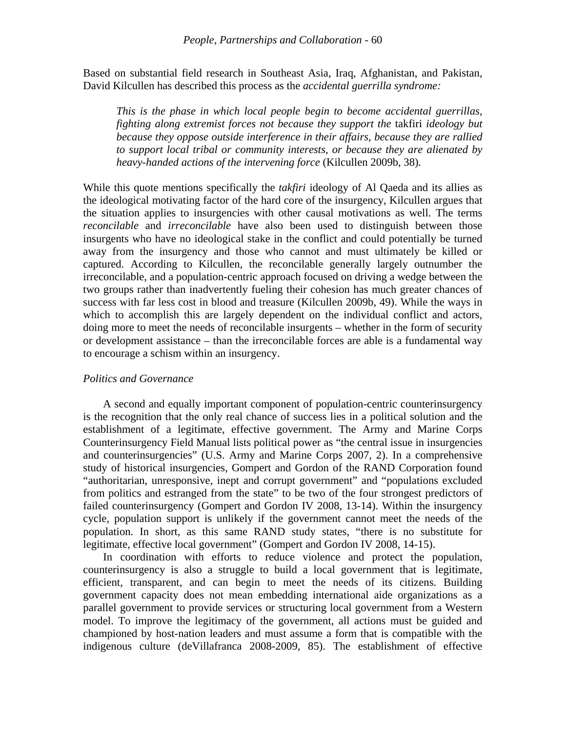Based on substantial field research in Southeast Asia, Iraq, Afghanistan, and Pakistan, David Kilcullen has described this process as the *accidental guerrilla syndrome:*

> *This is the phase in which local people begin to become accidental guerrillas, fighting along extremist forces not because they support the* takfiri *ideology but because they oppose outside interference in their affairs, because they are rallied to support local tribal or community interests, or because they are alienated by heavy-handed actions of the intervening force* (Kilcullen 2009b, 38).

While this quote mentions specifically the *takfiri* ideology of Al Qaeda and its allies as the ideological motivating factor of the hard core of the insurgency, Kilcullen argues that the situation applies to insurgencies with other causal motivations as well. The terms *reconcilable* and *irreconcilable* have also been used to distinguish between those insurgents who have no ideological stake in the conflict and could potentially be turned away from the insurgency and those who cannot and must ultimately be killed or captured. According to Kilcullen, the reconcilable generally largely outnumber the irreconcilable, and a population-centric approach focused on driving a wedge between the two groups rather than inadvertently fueling their cohesion has much greater chances of success with far less cost in blood and treasure (Kilcullen 2009b, 49). While the ways in which to accomplish this are largely dependent on the individual conflict and actors, doing more to meet the needs of reconcilable insurgents – whether in the form of security or development assistance – than the irreconcilable forces are able is a fundamental way to encourage a schism within an insurgency.

### *Politics and Governance*

A second and equally important component of population-centric counterinsurgency is the recognition that the only real chance of success lies in a political solution and the establishment of a legitimate, effective government. The Army and Marine Corps Counterinsurgency Field Manual lists political power as "the central issue in insurgencies and counterinsurgencies" (U.S. Army and Marine Corps 2007, 2). In a comprehensive study of historical insurgencies, Gompert and Gordon of the RAND Corporation found "authoritarian, unresponsive, inept and corrupt government" and "populations excluded from politics and estranged from the state" to be two of the four strongest predictors of failed counterinsurgency (Gompert and Gordon IV 2008, 13-14). Within the insurgency cycle, population support is unlikely if the government cannot meet the needs of the population. In short, as this same RAND study states, "there is no substitute for legitimate, effective local government" (Gompert and Gordon IV 2008, 14-15).

In coordination with efforts to reduce violence and protect the population, counterinsurgency is also a struggle to build a local government that is legitimate, efficient, transparent, and can begin to meet the needs of its citizens. Building government capacity does not mean embedding international aide organizations as a parallel government to provide services or structuring local government from a Western model. To improve the legitimacy of the government, all actions must be guided and championed by host-nation leaders and must assume a form that is compatible with the indigenous culture (deVillafranca 2008-2009, 85). The establishment of effective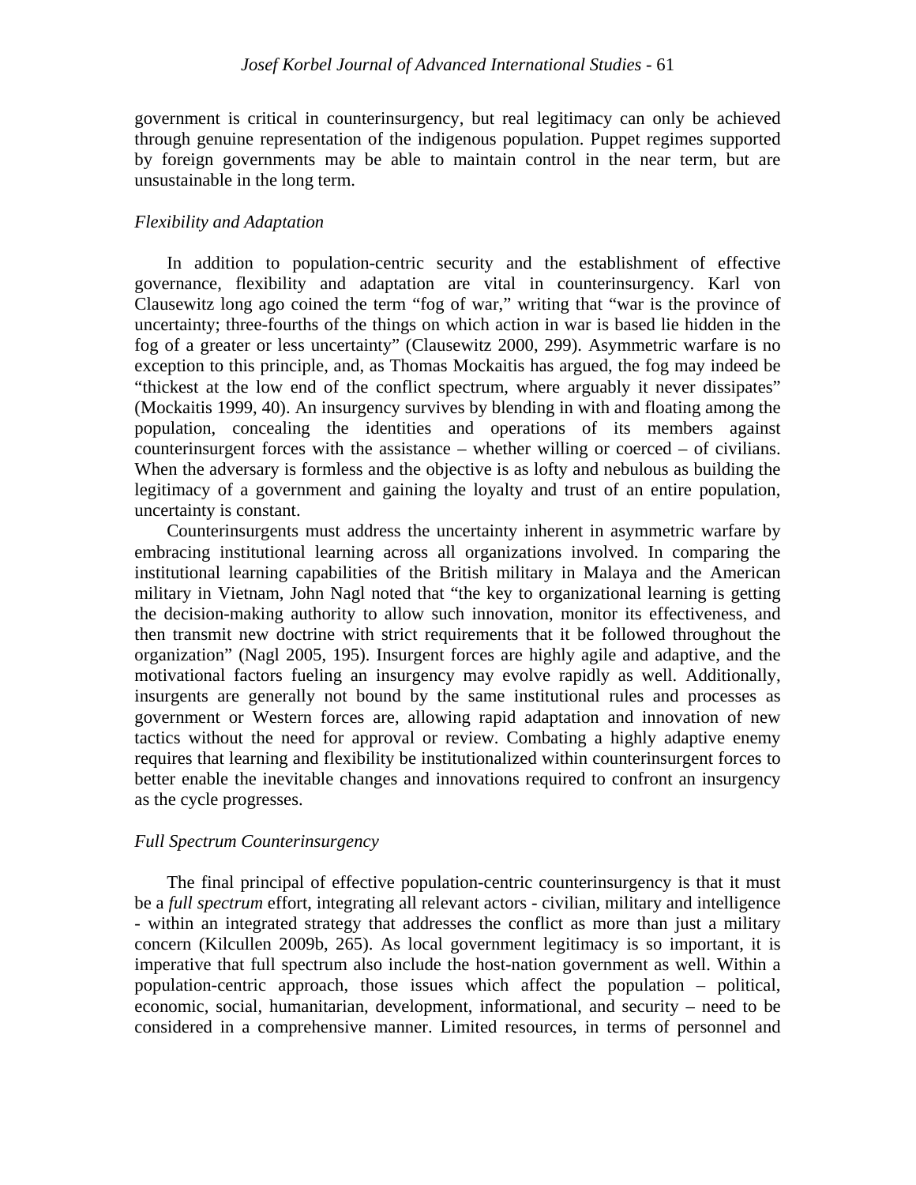government is critical in counterinsurgency, but real legitimacy can only be achieved through genuine representation of the indigenous population. Puppet regimes supported by foreign governments may be able to maintain control in the near term, but are unsustainable in the long term.

### *Flexibility and Adaptation*

In addition to population-centric security and the establishment of effective governance, flexibility and adaptation are vital in counterinsurgency. Karl von Clausewitz long ago coined the term "fog of war," writing that "war is the province of uncertainty; three-fourths of the things on which action in war is based lie hidden in the fog of a greater or less uncertainty" (Clausewitz 2000, 299). Asymmetric warfare is no exception to this principle, and, as Thomas Mockaitis has argued, the fog may indeed be "thickest at the low end of the conflict spectrum, where arguably it never dissipates" (Mockaitis 1999, 40). An insurgency survives by blending in with and floating among the population, concealing the identities and operations of its members against counterinsurgent forces with the assistance – whether willing or coerced – of civilians. When the adversary is formless and the objective is as lofty and nebulous as building the legitimacy of a government and gaining the loyalty and trust of an entire population, uncertainty is constant.

Counterinsurgents must address the uncertainty inherent in asymmetric warfare by embracing institutional learning across all organizations involved. In comparing the institutional learning capabilities of the British military in Malaya and the American military in Vietnam, John Nagl noted that "the key to organizational learning is getting the decision-making authority to allow such innovation, monitor its effectiveness, and then transmit new doctrine with strict requirements that it be followed throughout the organization" (Nagl 2005, 195). Insurgent forces are highly agile and adaptive, and the motivational factors fueling an insurgency may evolve rapidly as well. Additionally, insurgents are generally not bound by the same institutional rules and processes as government or Western forces are, allowing rapid adaptation and innovation of new tactics without the need for approval or review. Combating a highly adaptive enemy requires that learning and flexibility be institutionalized within counterinsurgent forces to better enable the inevitable changes and innovations required to confront an insurgency as the cycle progresses.

### *Full Spectrum Counterinsurgency*

The final principal of effective population-centric counterinsurgency is that it must be a *full spectrum* effort, integrating all relevant actors - civilian, military and intelligence - within an integrated strategy that addresses the conflict as more than just a military concern (Kilcullen 2009b, 265). As local government legitimacy is so important, it is imperative that full spectrum also include the host-nation government as well. Within a population-centric approach, those issues which affect the population – political, economic, social, humanitarian, development, informational, and security – need to be considered in a comprehensive manner. Limited resources, in terms of personnel and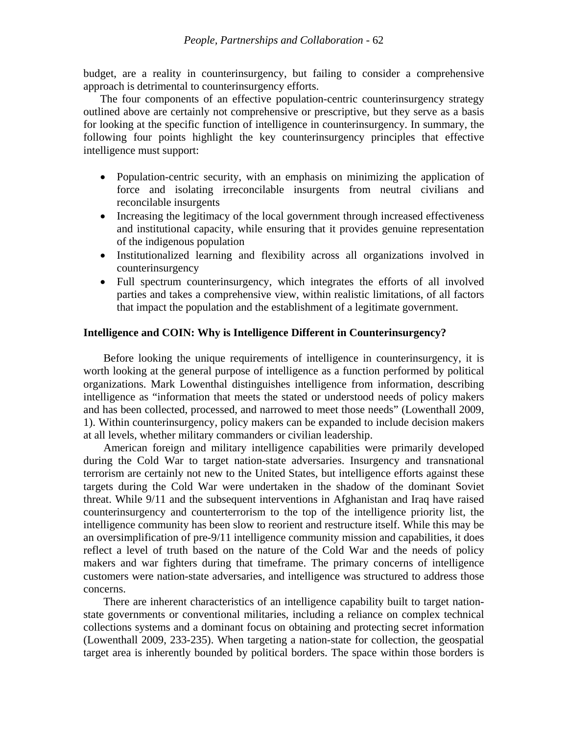budget, are a reality in counterinsurgency, but failing to consider a comprehensive approach is detrimental to counterinsurgency efforts.

The four components of an effective population-centric counterinsurgency strategy outlined above are certainly not comprehensive or prescriptive, but they serve as a basis for looking at the specific function of intelligence in counterinsurgency. In summary, the following four points highlight the key counterinsurgency principles that effective intelligence must support:

- Population-centric security, with an emphasis on minimizing the application of force and isolating irreconcilable insurgents from neutral civilians and reconcilable insurgents
- Increasing the legitimacy of the local government through increased effectiveness and institutional capacity, while ensuring that it provides genuine representation of the indigenous population
- Institutionalized learning and flexibility across all organizations involved in counterinsurgency
- Full spectrum counterinsurgency, which integrates the efforts of all involved parties and takes a comprehensive view, within realistic limitations, of all factors that impact the population and the establishment of a legitimate government.

**Intelligence and COIN: Why is Intelligence Different in Counterinsurgency?**

Before looking the unique requirements of intelligence in counterinsurgency, it is worth looking at the general purpose of intelligence as a function performed by political organizations. Mark Lowenthal distinguishes intelligence from information, describing intelligence as "information that meets the stated or understood needs of policy makers and has been collected, processed, and narrowed to meet those needs" (Lowenthall 2009, 1). Within counterinsurgency, policy makers can be expanded to include decision makers at all levels, whether military commanders or civilian leadership.

American foreign and military intelligence capabilities were primarily developed during the Cold War to target nation-state adversaries. Insurgency and transnational terrorism are certainly not new to the United States, but intelligence efforts against these targets during the Cold War were undertaken in the shadow of the dominant Soviet threat. While 9/11 and the subsequent interventions in Afghanistan and Iraq have raised counterinsurgency and counterterrorism to the top of the intelligence priority list, the intelligence community has been slow to reorient and restructure itself. While this may be an oversimplification of pre-9/11 intelligence community mission and capabilities, it does reflect a level of truth based on the nature of the Cold War and the needs of policy makers and war fighters during that timeframe. The primary concerns of intelligence customers were nation-state adversaries, and intelligence was structured to address those concerns.

There are inherent characteristics of an intelligence capability built to target nation-state governments or conventional militaries, including a reliance on complex technical collections systems and a dominant focus on obtaining and protecting secret information (Lowenthall 2009, 233-235). When targeting a nation-state for collection, the geospatial target area is inherently bounded by political borders. The space within those borders is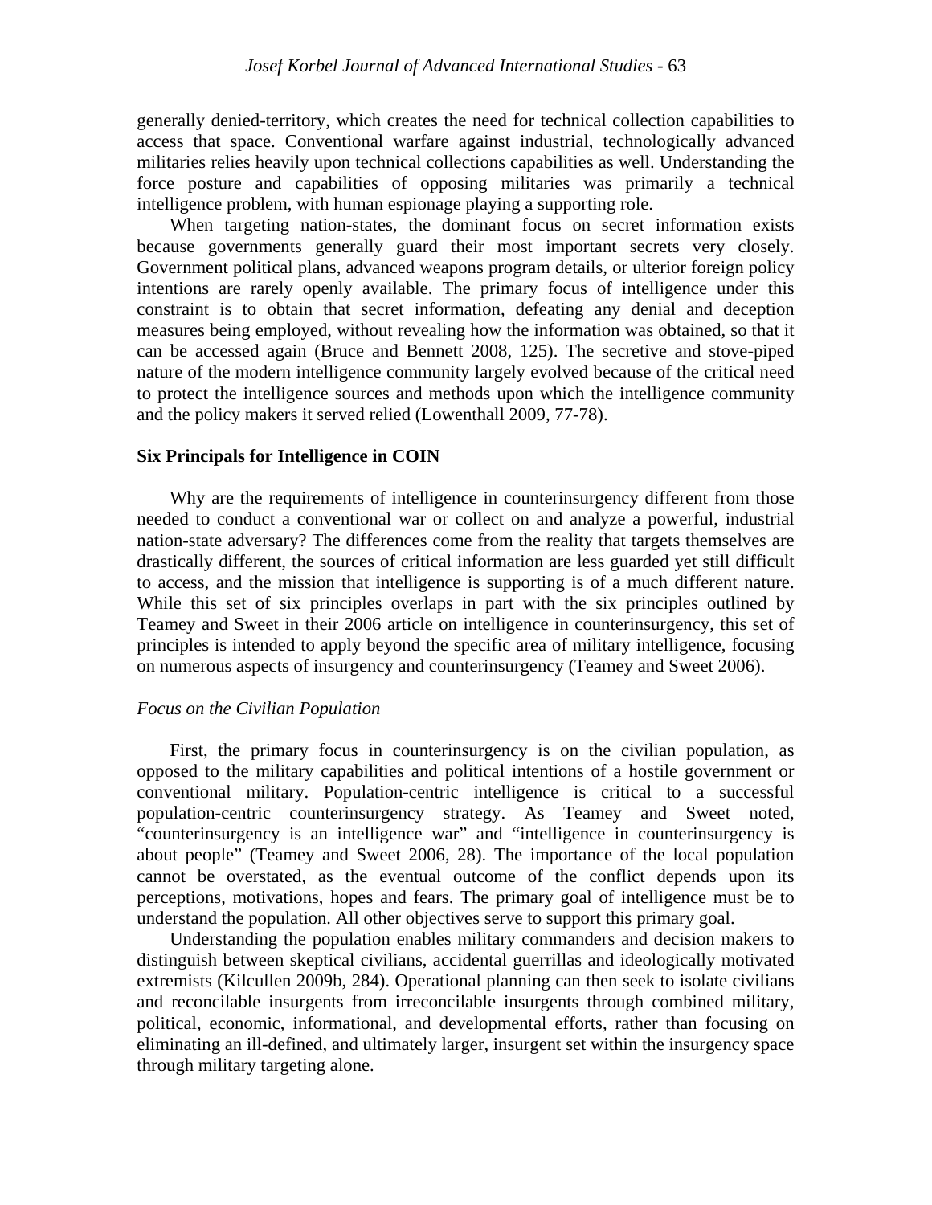generally denied-territory, which creates the need for technical collection capabilities to access that space. Conventional warfare against industrial, technologically advanced militaries relies heavily upon technical collections capabilities as well. Understanding the force posture and capabilities of opposing militaries was primarily a technical intelligence problem, with human espionage playing a supporting role.

When targeting nation-states, the dominant focus on secret information exists because governments generally guard their most important secrets very closely. Government political plans, advanced weapons program details, or ulterior foreign policy intentions are rarely openly available. The primary focus of intelligence under this constraint is to obtain that secret information, defeating any denial and deception measures being employed, without revealing how the information was obtained, so that it can be accessed again (Bruce and Bennett 2008, 125). The secretive and stove-piped nature of the modern intelligence community largely evolved because of the critical need to protect the intelligence sources and methods upon which the intelligence community and the policy makers it served relied (Lowenthall 2009, 77-78).

### Six Principals for Intelligence in COIN

Why are the requirements of intelligence in counterinsurgency different from those needed to conduct a conventional war or collect on and analyze a powerful, industrial nation-state adversary? The differences come from the reality that targets themselves are drastically different, the sources of critical information are less guarded yet still difficult to access, and the mission that intelligence is supporting is of a much different nature. While this set of six principles overlaps in part with the six principles outlined by Teamey and Sweet in their 2006 article on intelligence in counterinsurgency, this set of principles is intended to apply beyond the specific area of military intelligence, focusing on numerous aspects of insurgency and counterinsurgency (Teamey and Sweet 2006).

#### *Focus on the Civilian Population*

First, the primary focus in counterinsurgency is on the civilian population, as opposed to the military capabilities and political intentions of a hostile government or conventional military. Population-centric intelligence is critical to a successful population-centric counterinsurgency strategy. As Teamey and Sweet noted, "counterinsurgency is an intelligence war" and "intelligence in counterinsurgency is about people" (Teamey and Sweet 2006, 28). The importance of the local population cannot be overstated, as the eventual outcome of the conflict depends upon its perceptions, motivations, hopes and fears. The primary goal of intelligence must be to understand the population. All other objectives serve to support this primary goal.

Understanding the population enables military commanders and decision makers to distinguish between skeptical civilians, accidental guerrillas and ideologically motivated extremists (Kilcullen 2009b, 284). Operational planning can then seek to isolate civilians and reconcilable insurgents from irreconcilable insurgents through combined military, political, economic, informational, and developmental efforts, rather than focusing on eliminating an ill-defined, and ultimately larger, insurgent set within the insurgency space through military targeting alone.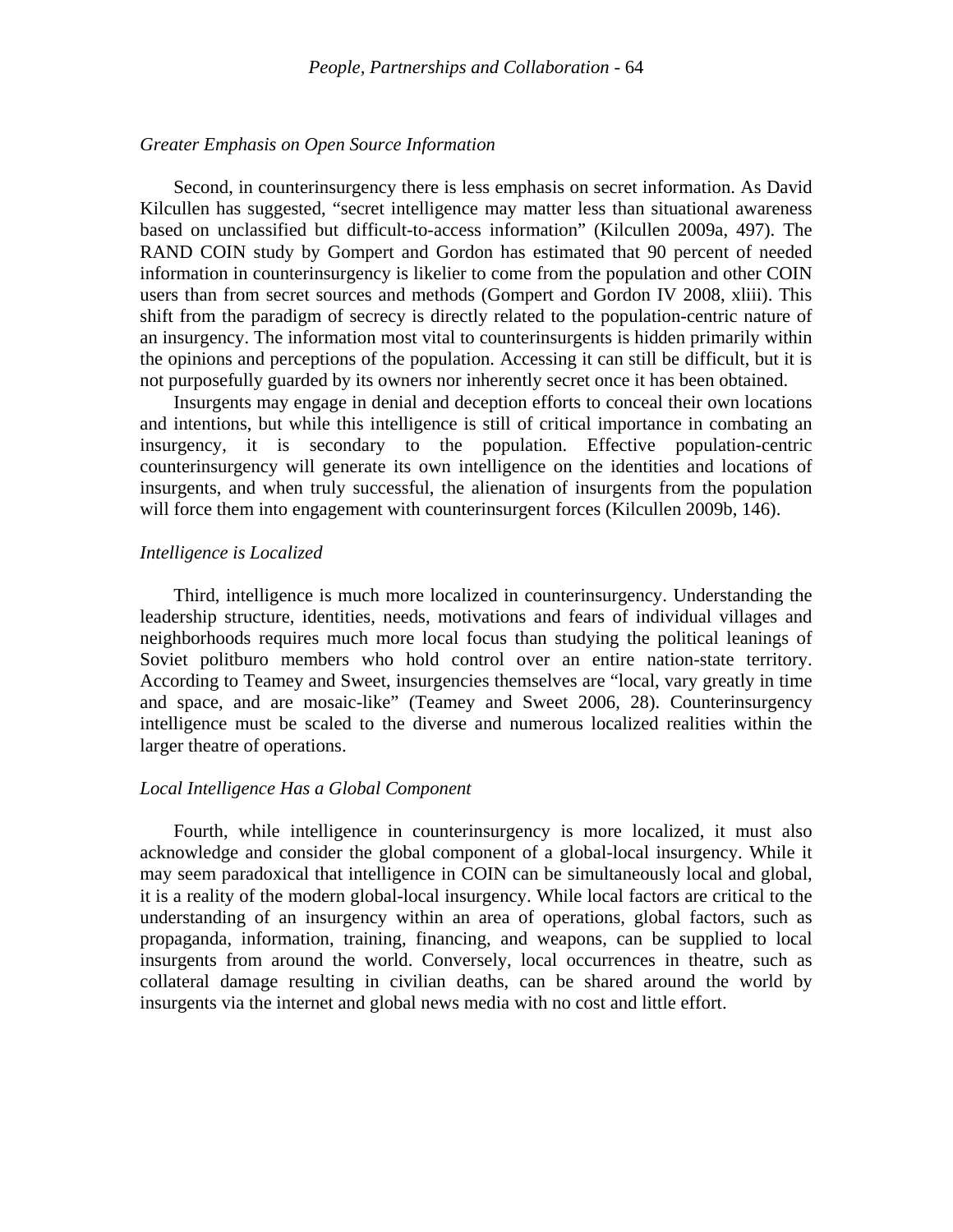*Greater Emphasis on Open Source Information*

Second, in counterinsurgency there is less emphasis on secret information. As David Kilcullen has suggested, "secret intelligence may matter less than situational awareness based on unclassified but difficult-to-access information" (Kilcullen 2009a, 497). The RAND COIN study by Gompert and Gordon has estimated that 90 percent of needed information in counterinsurgency is likelier to come from the population and other COIN users than from secret sources and methods (Gompert and Gordon IV 2008, xliii). This shift from the paradigm of secrecy is directly related to the population-centric nature of an insurgency. The information most vital to counterinsurgents is hidden primarily within the opinions and perceptions of the population. Accessing it can still be difficult, but it is not purposefully guarded by its owners nor inherently secret once it has been obtained.

Insurgents may engage in denial and deception efforts to conceal their own locations and intentions, but while this intelligence is still of critical importance in combating an insurgency, it is secondary to the population. Effective population-centric counterinsurgency will generate its own intelligence on the identities and locations of insurgents, and when truly successful, the alienation of insurgents from the population will force them into engagement with counterinsurgent forces (Kilcullen 2009b, 146).

*Intelligence is Localized*

Third, intelligence is much more localized in counterinsurgency. Understanding the leadership structure, identities, needs, motivations and fears of individual villages and neighborhoods requires much more local focus than studying the political leanings of Soviet politburo members who hold control over an entire nation-state territory. According to Teamey and Sweet, insurgencies themselves are "local, vary greatly in time and space, and are mosaic-like" (Teamey and Sweet 2006, 28). Counterinsurgency intelligence must be scaled to the diverse and numerous localized realities within the larger theatre of operations.

*Local Intelligence Has a Global Component*

Fourth, while intelligence in counterinsurgency is more localized, it must also acknowledge and consider the global component of a global-local insurgency. While it may seem paradoxical that intelligence in COIN can be simultaneously local and global, it is a reality of the modern global-local insurgency. While local factors are critical to the understanding of an insurgency within an area of operations, global factors, such as propaganda, information, training, financing, and weapons, can be supplied to local insurgents from around the world. Conversely, local occurrences in theatre, such as collateral damage resulting in civilian deaths, can be shared around the world by insurgents via the internet and global news media with no cost and little effort.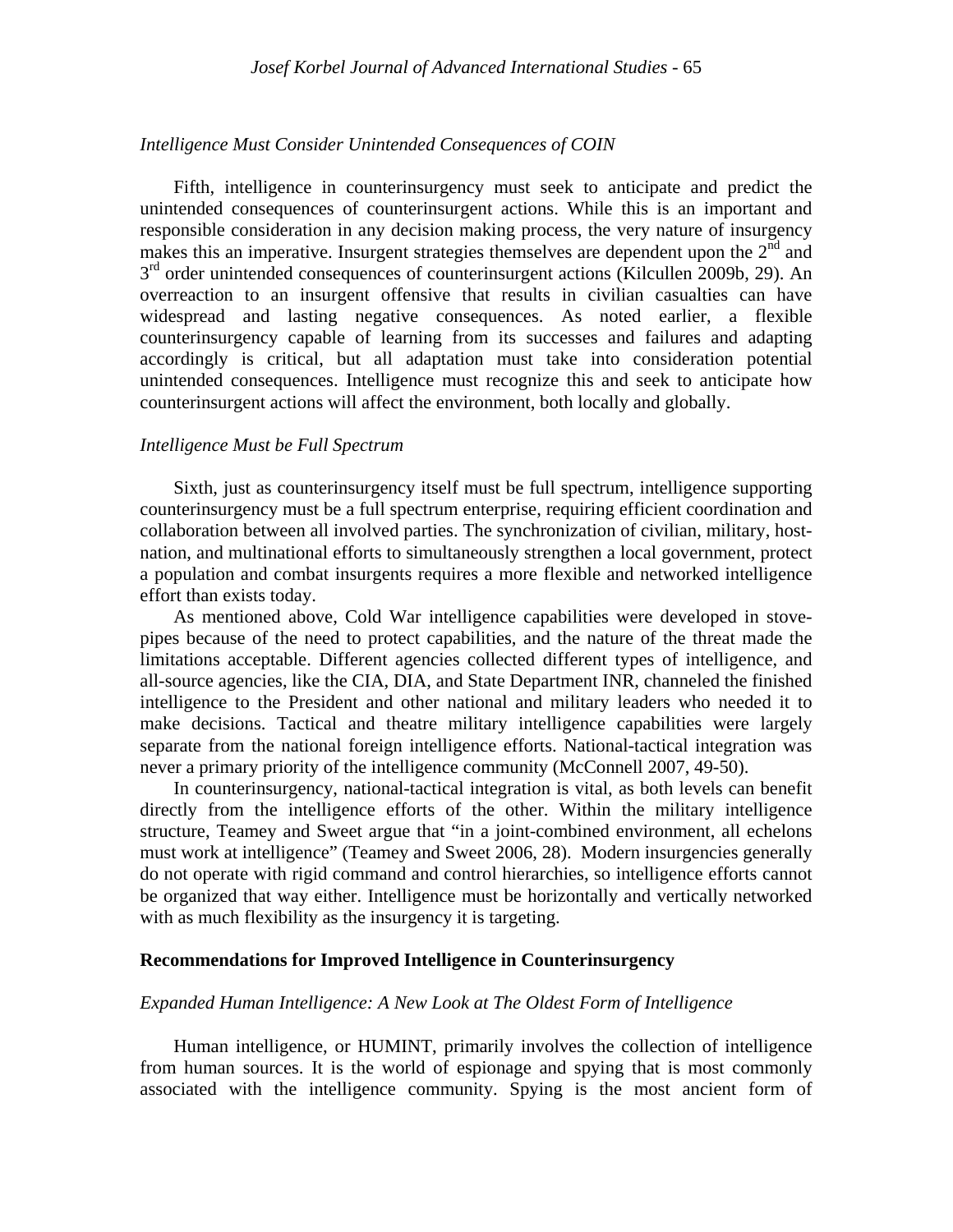*Intelligence Must Consider Unintended Consequences of COIN*

Fifth, intelligence in counterinsurgency must seek to anticipate and predict the unintended consequences of counterinsurgent actions. While this is an important and responsible consideration in any decision making process, the very nature of insurgency makes this an imperative. Insurgent strategies themselves are dependent upon the 2nd and 3rd order unintended consequences of counterinsurgent actions (Kilcullen 2009b, 29). An overreaction to an insurgent offensive that results in civilian casualties can have widespread and lasting negative consequences. As noted earlier, a flexible counterinsurgency capable of learning from its successes and failures and adapting accordingly is critical, but all adaptation must take into consideration potential unintended consequences. Intelligence must recognize this and seek to anticipate how counterinsurgent actions will affect the environment, both locally and globally.

*Intelligence Must be Full Spectrum*

Sixth, just as counterinsurgency itself must be full spectrum, intelligence supporting counterinsurgency must be a full spectrum enterprise, requiring efficient coordination and collaboration between all involved parties. The synchronization of civilian, military, host-nation, and multinational efforts to simultaneously strengthen a local government, protect a population and combat insurgents requires a more flexible and networked intelligence effort than exists today.

As mentioned above, Cold War intelligence capabilities were developed in stove-pipes because of the need to protect capabilities, and the nature of the threat made the limitations acceptable. Different agencies collected different types of intelligence, and all-source agencies, like the CIA, DIA, and State Department INR, channeled the finished intelligence to the President and other national and military leaders who needed it to make decisions. Tactical and theatre military intelligence capabilities were largely separate from the national foreign intelligence efforts. National-tactical integration was never a primary priority of the intelligence community (McConnell 2007, 49-50).

In counterinsurgency, national-tactical integration is vital, as both levels can benefit directly from the intelligence efforts of the other. Within the military intelligence structure, Teamey and Sweet argue that "in a joint-combined environment, all echelons must work at intelligence" (Teamey and Sweet 2006, 28). Modern insurgencies generally do not operate with rigid command and control hierarchies, so intelligence efforts cannot be organized that way either. Intelligence must be horizontally and vertically networked with as much flexibility as the insurgency it is targeting.

## Recommendations for Improved Intelligence in Counterinsurgency

*Expanded Human Intelligence: A New Look at The Oldest Form of Intelligence*

Human intelligence, or HUMINT, primarily involves the collection of intelligence from human sources. It is the world of espionage and spying that is most commonly associated with the intelligence community. Spying is the most ancient form of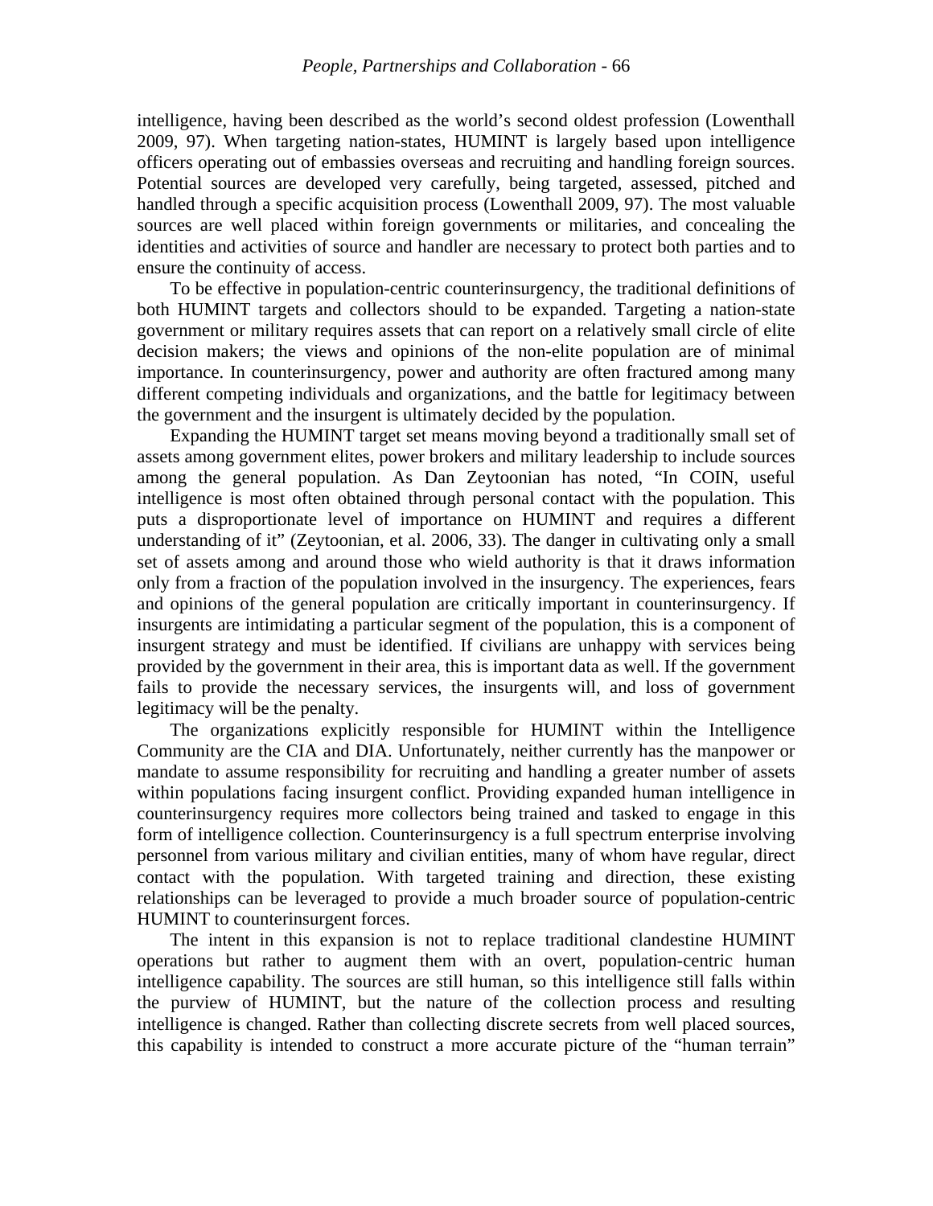intelligence, having been described as the world's second oldest profession (Lowenthall 2009, 97). When targeting nation-states, HUMINT is largely based upon intelligence officers operating out of embassies overseas and recruiting and handling foreign sources. Potential sources are developed very carefully, being targeted, assessed, pitched and handled through a specific acquisition process (Lowenthall 2009, 97). The most valuable sources are well placed within foreign governments or militaries, and concealing the identities and activities of source and handler are necessary to protect both parties and to ensure the continuity of access.

To be effective in population-centric counterinsurgency, the traditional definitions of both HUMINT targets and collectors should to be expanded. Targeting a nation-state government or military requires assets that can report on a relatively small circle of elite decision makers; the views and opinions of the non-elite population are of minimal importance. In counterinsurgency, power and authority are often fractured among many different competing individuals and organizations, and the battle for legitimacy between the government and the insurgent is ultimately decided by the population.

Expanding the HUMINT target set means moving beyond a traditionally small set of assets among government elites, power brokers and military leadership to include sources among the general population. As Dan Zeytoonian has noted, "In COIN, useful intelligence is most often obtained through personal contact with the population. This puts a disproportionate level of importance on HUMINT and requires a different understanding of it" (Zeytoonian, et al. 2006, 33). The danger in cultivating only a small set of assets among and around those who wield authority is that it draws information only from a fraction of the population involved in the insurgency. The experiences, fears and opinions of the general population are critically important in counterinsurgency. If insurgents are intimidating a particular segment of the population, this is a component of insurgent strategy and must be identified. If civilians are unhappy with services being provided by the government in their area, this is important data as well. If the government fails to provide the necessary services, the insurgents will, and loss of government legitimacy will be the penalty.

The organizations explicitly responsible for HUMINT within the Intelligence Community are the CIA and DIA. Unfortunately, neither currently has the manpower or mandate to assume responsibility for recruiting and handling a greater number of assets within populations facing insurgent conflict. Providing expanded human intelligence in counterinsurgency requires more collectors being trained and tasked to engage in this form of intelligence collection. Counterinsurgency is a full spectrum enterprise involving personnel from various military and civilian entities, many of whom have regular, direct contact with the population. With targeted training and direction, these existing relationships can be leveraged to provide a much broader source of population-centric HUMINT to counterinsurgent forces.

The intent in this expansion is not to replace traditional clandestine HUMINT operations but rather to augment them with an overt, population-centric human intelligence capability. The sources are still human, so this intelligence still falls within the purview of HUMINT, but the nature of the collection process and resulting intelligence is changed. Rather than collecting discrete secrets from well placed sources, this capability is intended to construct a more accurate picture of the "human terrain"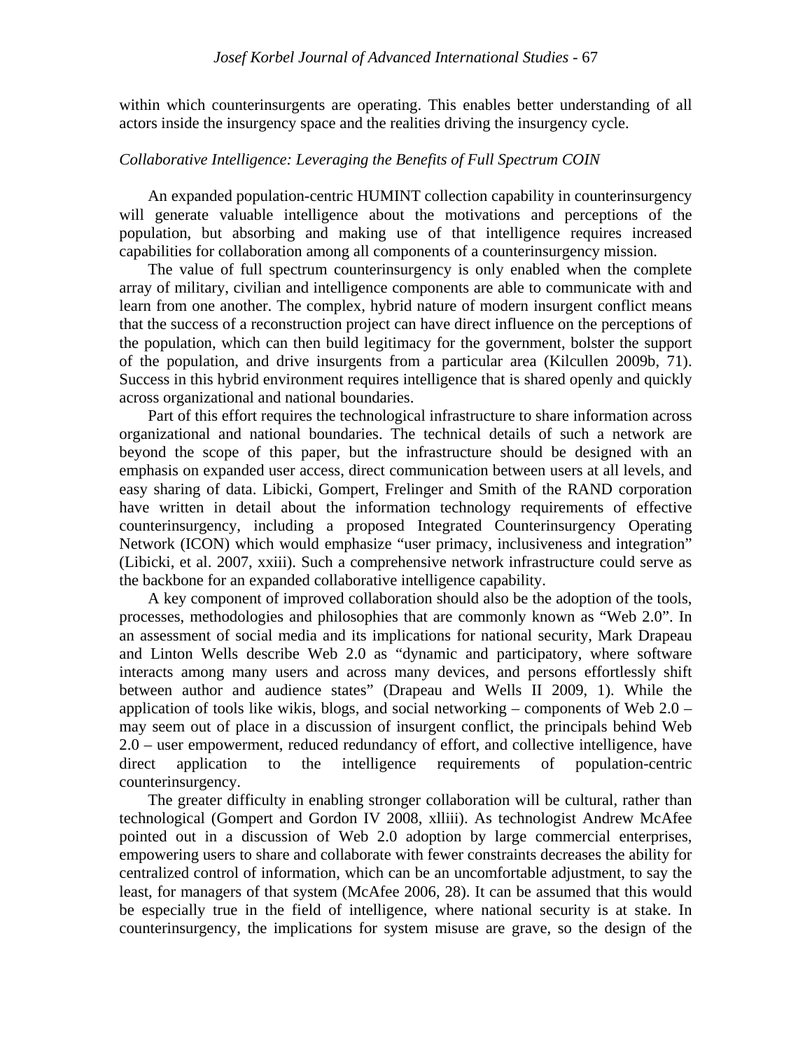within which counterinsurgents are operating. This enables better understanding of all actors inside the insurgency space and the realities driving the insurgency cycle.

*Collaborative Intelligence: Leveraging the Benefits of Full Spectrum COIN*

An expanded population-centric HUMINT collection capability in counterinsurgency will generate valuable intelligence about the motivations and perceptions of the population, but absorbing and making use of that intelligence requires increased capabilities for collaboration among all components of a counterinsurgency mission.

The value of full spectrum counterinsurgency is only enabled when the complete array of military, civilian and intelligence components are able to communicate with and learn from one another. The complex, hybrid nature of modern insurgent conflict means that the success of a reconstruction project can have direct influence on the perceptions of the population, which can then build legitimacy for the government, bolster the support of the population, and drive insurgents from a particular area (Kilcullen 2009b, 71). Success in this hybrid environment requires intelligence that is shared openly and quickly across organizational and national boundaries.

Part of this effort requires the technological infrastructure to share information across organizational and national boundaries. The technical details of such a network are beyond the scope of this paper, but the infrastructure should be designed with an emphasis on expanded user access, direct communication between users at all levels, and easy sharing of data. Libicki, Gompert, Frelinger and Smith of the RAND corporation have written in detail about the information technology requirements of effective counterinsurgency, including a proposed Integrated Counterinsurgency Operating Network (ICON) which would emphasize "user primacy, inclusiveness and integration" (Libicki, et al. 2007, xxiii). Such a comprehensive network infrastructure could serve as the backbone for an expanded collaborative intelligence capability.

A key component of improved collaboration should also be the adoption of the tools, processes, methodologies and philosophies that are commonly known as "Web 2.0". In an assessment of social media and its implications for national security, Mark Drapeau and Linton Wells describe Web 2.0 as "dynamic and participatory, where software interacts among many users and across many devices, and persons effortlessly shift between author and audience states" (Drapeau and Wells II 2009, 1). While the application of tools like wikis, blogs, and social networking – components of Web 2.0 – may seem out of place in a discussion of insurgent conflict, the principals behind Web 2.0 – user empowerment, reduced redundancy of effort, and collective intelligence, have direct application to the intelligence requirements of population-centric counterinsurgency.

The greater difficulty in enabling stronger collaboration will be cultural, rather than technological (Gompert and Gordon IV 2008, xlliii). As technologist Andrew McAfee pointed out in a discussion of Web 2.0 adoption by large commercial enterprises, empowering users to share and collaborate with fewer constraints decreases the ability for centralized control of information, which can be an uncomfortable adjustment, to say the least, for managers of that system (McAfee 2006, 28). It can be assumed that this would be especially true in the field of intelligence, where national security is at stake. In counterinsurgency, the implications for system misuse are grave, so the design of the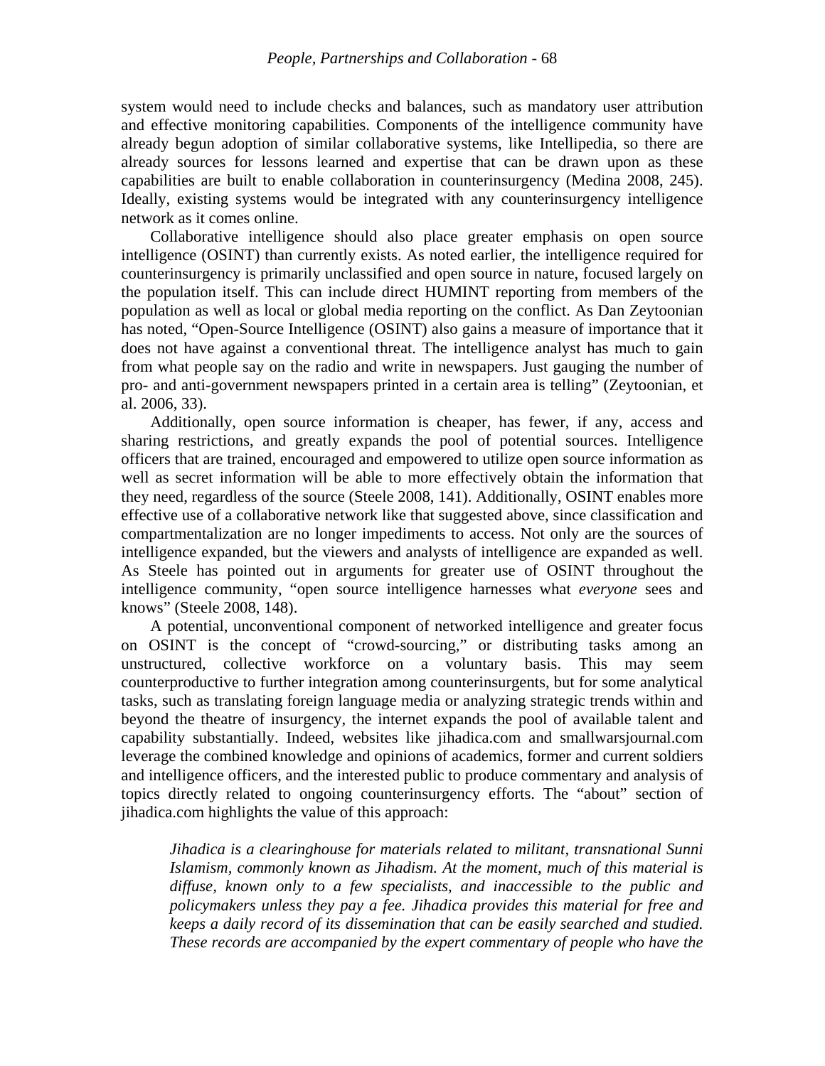system would need to include checks and balances, such as mandatory user attribution and effective monitoring capabilities. Components of the intelligence community have already begun adoption of similar collaborative systems, like Intellipedia, so there are already sources for lessons learned and expertise that can be drawn upon as these capabilities are built to enable collaboration in counterinsurgency (Medina 2008, 245). Ideally, existing systems would be integrated with any counterinsurgency intelligence network as it comes online.

Collaborative intelligence should also place greater emphasis on open source intelligence (OSINT) than currently exists. As noted earlier, the intelligence required for counterinsurgency is primarily unclassified and open source in nature, focused largely on the population itself. This can include direct HUMINT reporting from members of the population as well as local or global media reporting on the conflict. As Dan Zeytoonian has noted, "Open-Source Intelligence (OSINT) also gains a measure of importance that it does not have against a conventional threat. The intelligence analyst has much to gain from what people say on the radio and write in newspapers. Just gauging the number of pro- and anti-government newspapers printed in a certain area is telling" (Zeytoonian, et al. 2006, 33).

Additionally, open source information is cheaper, has fewer, if any, access and sharing restrictions, and greatly expands the pool of potential sources. Intelligence officers that are trained, encouraged and empowered to utilize open source information as well as secret information will be able to more effectively obtain the information that they need, regardless of the source (Steele 2008, 141). Additionally, OSINT enables more effective use of a collaborative network like that suggested above, since classification and compartmentalization are no longer impediments to access. Not only are the sources of intelligence expanded, but the viewers and analysts of intelligence are expanded as well. As Steele has pointed out in arguments for greater use of OSINT throughout the intelligence community, "open source intelligence harnesses what *everyone* sees and knows" (Steele 2008, 148).

A potential, unconventional component of networked intelligence and greater focus on OSINT is the concept of "crowd-sourcing," or distributing tasks among an unstructured, collective workforce on a voluntary basis. This may seem counterproductive to further integration among counterinsurgents, but for some analytical tasks, such as translating foreign language media or analyzing strategic trends within and beyond the theatre of insurgency, the internet expands the pool of available talent and capability substantially. Indeed, websites like jihadica.com and smallwarsjournal.com leverage the combined knowledge and opinions of academics, former and current soldiers and intelligence officers, and the interested public to produce commentary and analysis of topics directly related to ongoing counterinsurgency efforts. The "about" section of jihadica.com highlights the value of this approach:

> *Jihadica is a clearinghouse for materials related to militant, transnational Sunni Islamism, commonly known as Jihadism. At the moment, much of this material is diffuse, known only to a few specialists, and inaccessible to the public and policymakers unless they pay a fee. Jihadica provides this material for free and keeps a daily record of its dissemination that can be easily searched and studied. These records are accompanied by the expert commentary of people who have the*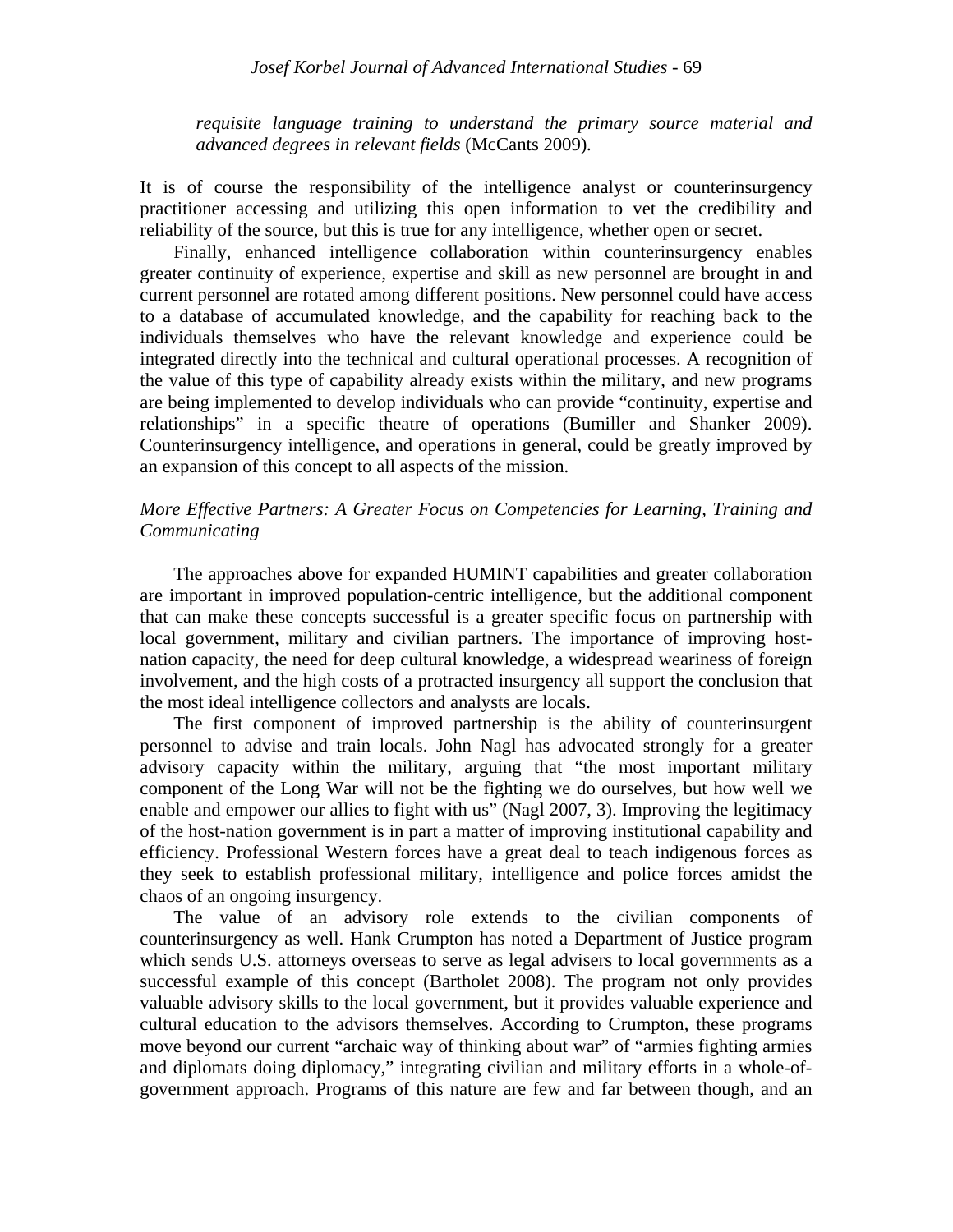*requisite language training to understand the primary source material and advanced degrees in relevant fields* (McCants 2009).

It is of course the responsibility of the intelligence analyst or counterinsurgency practitioner accessing and utilizing this open information to vet the credibility and reliability of the source, but this is true for any intelligence, whether open or secret.

Finally, enhanced intelligence collaboration within counterinsurgency enables greater continuity of experience, expertise and skill as new personnel are brought in and current personnel are rotated among different positions. New personnel could have access to a database of accumulated knowledge, and the capability for reaching back to the individuals themselves who have the relevant knowledge and experience could be integrated directly into the technical and cultural operational processes. A recognition of the value of this type of capability already exists within the military, and new programs are being implemented to develop individuals who can provide "continuity, expertise and relationships" in a specific theatre of operations (Bumiller and Shanker 2009). Counterinsurgency intelligence, and operations in general, could be greatly improved by an expansion of this concept to all aspects of the mission.

### *More Effective Partners: A Greater Focus on Competencies for Learning, Training and Communicating*

The approaches above for expanded HUMINT capabilities and greater collaboration are important in improved population-centric intelligence, but the additional component that can make these concepts successful is a greater specific focus on partnership with local government, military and civilian partners. The importance of improving host-nation capacity, the need for deep cultural knowledge, a widespread weariness of foreign involvement, and the high costs of a protracted insurgency all support the conclusion that the most ideal intelligence collectors and analysts are locals.

The first component of improved partnership is the ability of counterinsurgent personnel to advise and train locals. John Nagl has advocated strongly for a greater advisory capacity within the military, arguing that "the most important military component of the Long War will not be the fighting we do ourselves, but how well we enable and empower our allies to fight with us" (Nagl 2007, 3). Improving the legitimacy of the host-nation government is in part a matter of improving institutional capability and efficiency. Professional Western forces have a great deal to teach indigenous forces as they seek to establish professional military, intelligence and police forces amidst the chaos of an ongoing insurgency.

The value of an advisory role extends to the civilian components of counterinsurgency as well. Hank Crumpton has noted a Department of Justice program which sends U.S. attorneys overseas to serve as legal advisers to local governments as a successful example of this concept (Bartholet 2008). The program not only provides valuable advisory skills to the local government, but it provides valuable experience and cultural education to the advisors themselves. According to Crumpton, these programs move beyond our current "archaic way of thinking about war" of "armies fighting armies and diplomats doing diplomacy," integrating civilian and military efforts in a whole-of-government approach. Programs of this nature are few and far between though, and an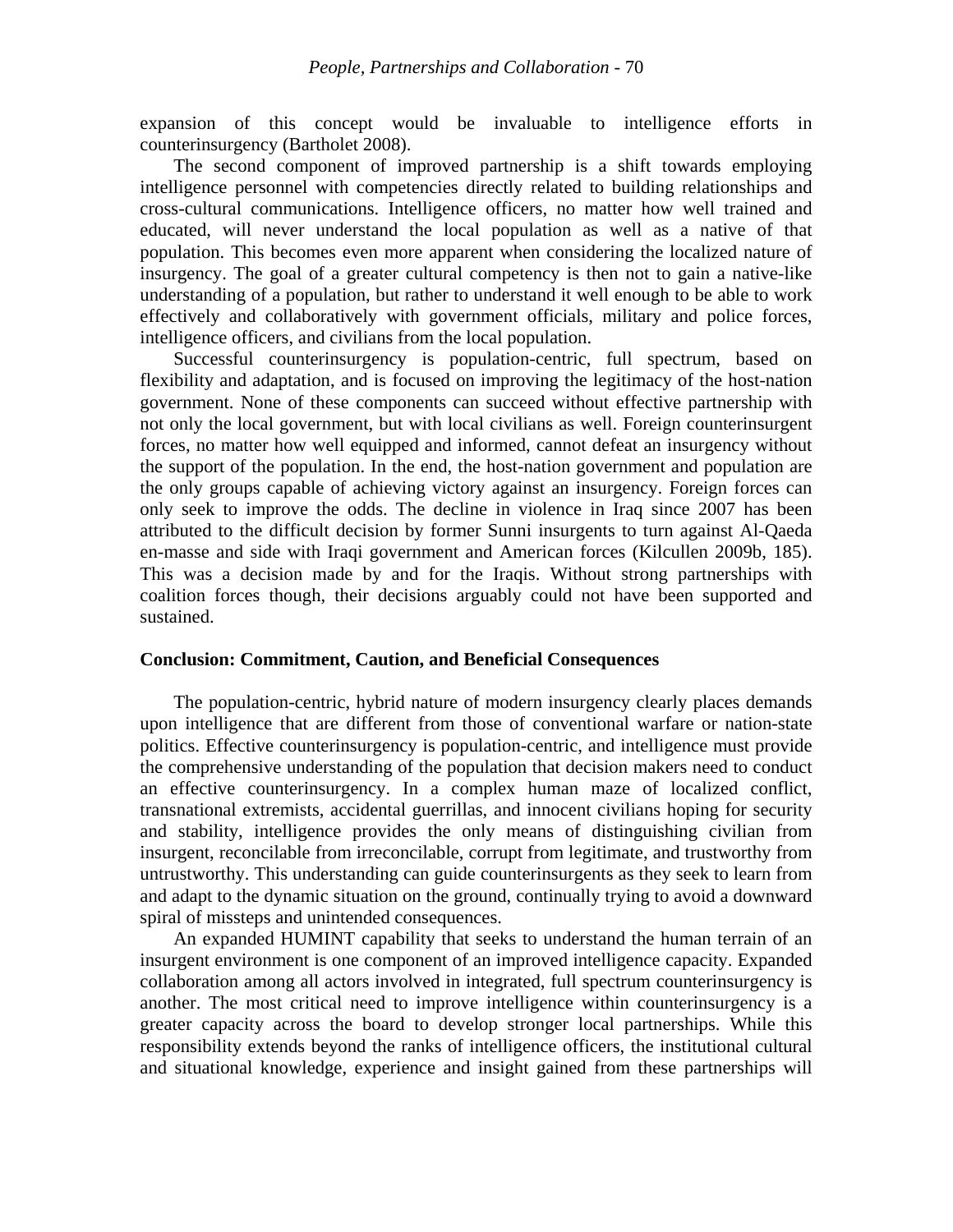expansion of this concept would be invaluable to intelligence efforts in counterinsurgency (Bartholet 2008).

The second component of improved partnership is a shift towards employing intelligence personnel with competencies directly related to building relationships and cross-cultural communications. Intelligence officers, no matter how well trained and educated, will never understand the local population as well as a native of that population. This becomes even more apparent when considering the localized nature of insurgency. The goal of a greater cultural competency is then not to gain a native-like understanding of a population, but rather to understand it well enough to be able to work effectively and collaboratively with government officials, military and police forces, intelligence officers, and civilians from the local population.

Successful counterinsurgency is population-centric, full spectrum, based on flexibility and adaptation, and is focused on improving the legitimacy of the host-nation government. None of these components can succeed without effective partnership with not only the local government, but with local civilians as well. Foreign counterinsurgent forces, no matter how well equipped and informed, cannot defeat an insurgency without the support of the population. In the end, the host-nation government and population are the only groups capable of achieving victory against an insurgency. Foreign forces can only seek to improve the odds. The decline in violence in Iraq since 2007 has been attributed to the difficult decision by former Sunni insurgents to turn against Al-Qaeda en-masse and side with Iraqi government and American forces (Kilcullen 2009b, 185). This was a decision made by and for the Iraqis. Without strong partnerships with coalition forces though, their decisions arguably could not have been supported and sustained.

## Conclusion: Commitment, Caution, and Beneficial Consequences

The population-centric, hybrid nature of modern insurgency clearly places demands upon intelligence that are different from those of conventional warfare or nation-state politics. Effective counterinsurgency is population-centric, and intelligence must provide the comprehensive understanding of the population that decision makers need to conduct an effective counterinsurgency. In a complex human maze of localized conflict, transnational extremists, accidental guerrillas, and innocent civilians hoping for security and stability, intelligence provides the only means of distinguishing civilian from insurgent, reconcilable from irreconcilable, corrupt from legitimate, and trustworthy from untrustworthy. This understanding can guide counterinsurgents as they seek to learn from and adapt to the dynamic situation on the ground, continually trying to avoid a downward spiral of missteps and unintended consequences.

An expanded HUMINT capability that seeks to understand the human terrain of an insurgent environment is one component of an improved intelligence capacity. Expanded collaboration among all actors involved in integrated, full spectrum counterinsurgency is another. The most critical need to improve intelligence within counterinsurgency is a greater capacity across the board to develop stronger local partnerships. While this responsibility extends beyond the ranks of intelligence officers, the institutional cultural and situational knowledge, experience and insight gained from these partnerships will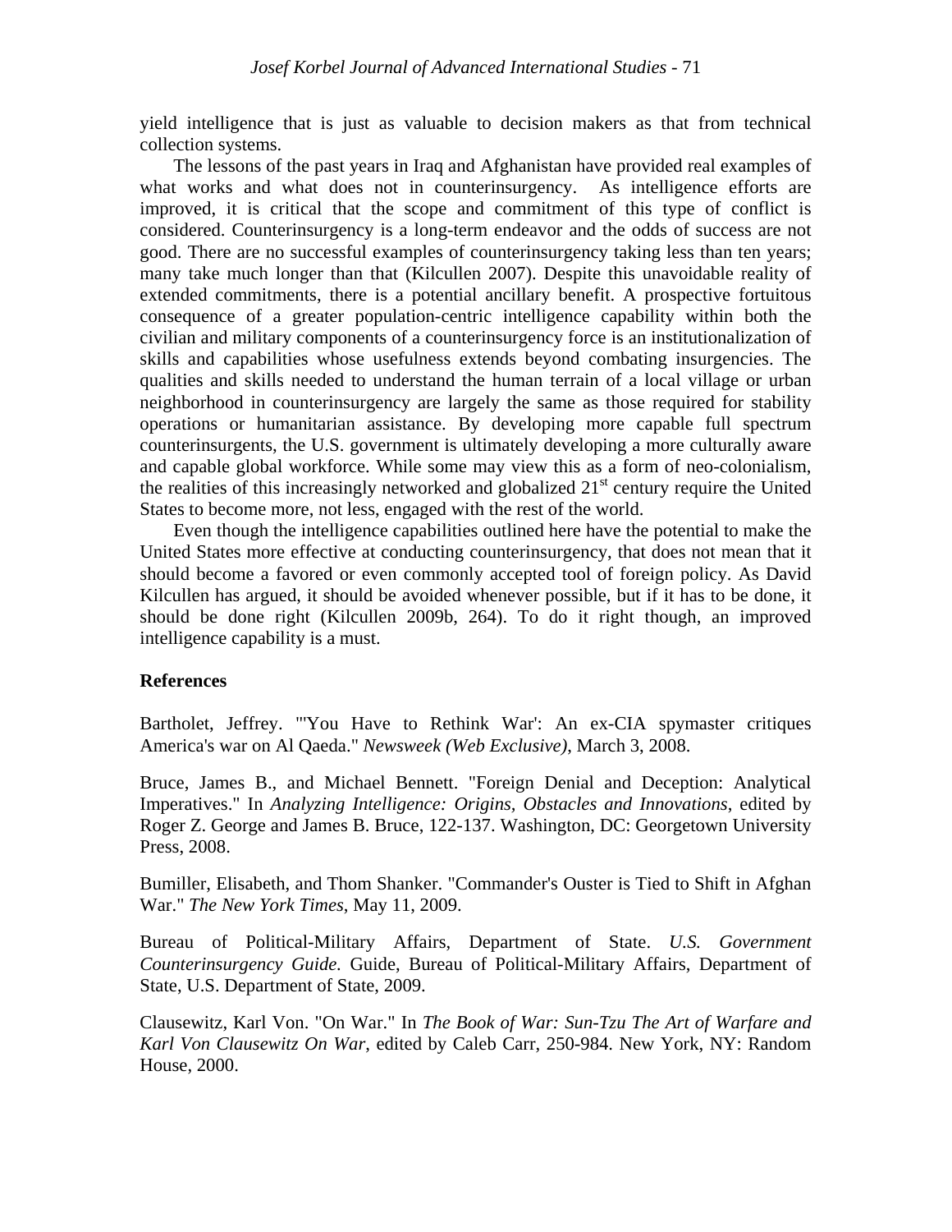yield intelligence that is just as valuable to decision makers as that from technical collection systems.

The lessons of the past years in Iraq and Afghanistan have provided real examples of what works and what does not in counterinsurgency. As intelligence efforts are improved, it is critical that the scope and commitment of this type of conflict is considered. Counterinsurgency is a long-term endeavor and the odds of success are not good. There are no successful examples of counterinsurgency taking less than ten years; many take much longer than that (Kilcullen 2007). Despite this unavoidable reality of extended commitments, there is a potential ancillary benefit. A prospective fortuitous consequence of a greater population-centric intelligence capability within both the civilian and military components of a counterinsurgency force is an institutionalization of skills and capabilities whose usefulness extends beyond combating insurgencies. The qualities and skills needed to understand the human terrain of a local village or urban neighborhood in counterinsurgency are largely the same as those required for stability operations or humanitarian assistance. By developing more capable full spectrum counterinsurgents, the U.S. government is ultimately developing a more culturally aware and capable global workforce. While some may view this as a form of neo-colonialism, the realities of this increasingly networked and globalized 21st century require the United States to become more, not less, engaged with the rest of the world.

Even though the intelligence capabilities outlined here have the potential to make the United States more effective at conducting counterinsurgency, that does not mean that it should become a favored or even commonly accepted tool of foreign policy. As David Kilcullen has argued, it should be avoided whenever possible, but if it has to be done, it should be done right (Kilcullen 2009b, 264). To do it right though, an improved intelligence capability is a must.

## References

Bartholet, Jeffrey. "'You Have to Rethink War': An ex-CIA spymaster critiques America's war on Al Qaeda." *Newsweek (Web Exclusive)*, March 3, 2008.

Bruce, James B., and Michael Bennett. "Foreign Denial and Deception: Analytical Imperatives." In *Analyzing Intelligence: Origins, Obstacles and Innovations*, edited by Roger Z. George and James B. Bruce, 122-137. Washington, DC: Georgetown University Press, 2008.

Bumiller, Elisabeth, and Thom Shanker. "Commander's Ouster is Tied to Shift in Afghan War." *The New York Times*, May 11, 2009.

Bureau of Political-Military Affairs, Department of State. *U.S. Government Counterinsurgency Guide.* Guide, Bureau of Political-Military Affairs, Department of State, U.S. Department of State, 2009.

Clausewitz, Karl Von. "On War." In *The Book of War: Sun-Tzu The Art of Warfare and Karl Von Clausewitz On War*, edited by Caleb Carr, 250-984. New York, NY: Random House, 2000.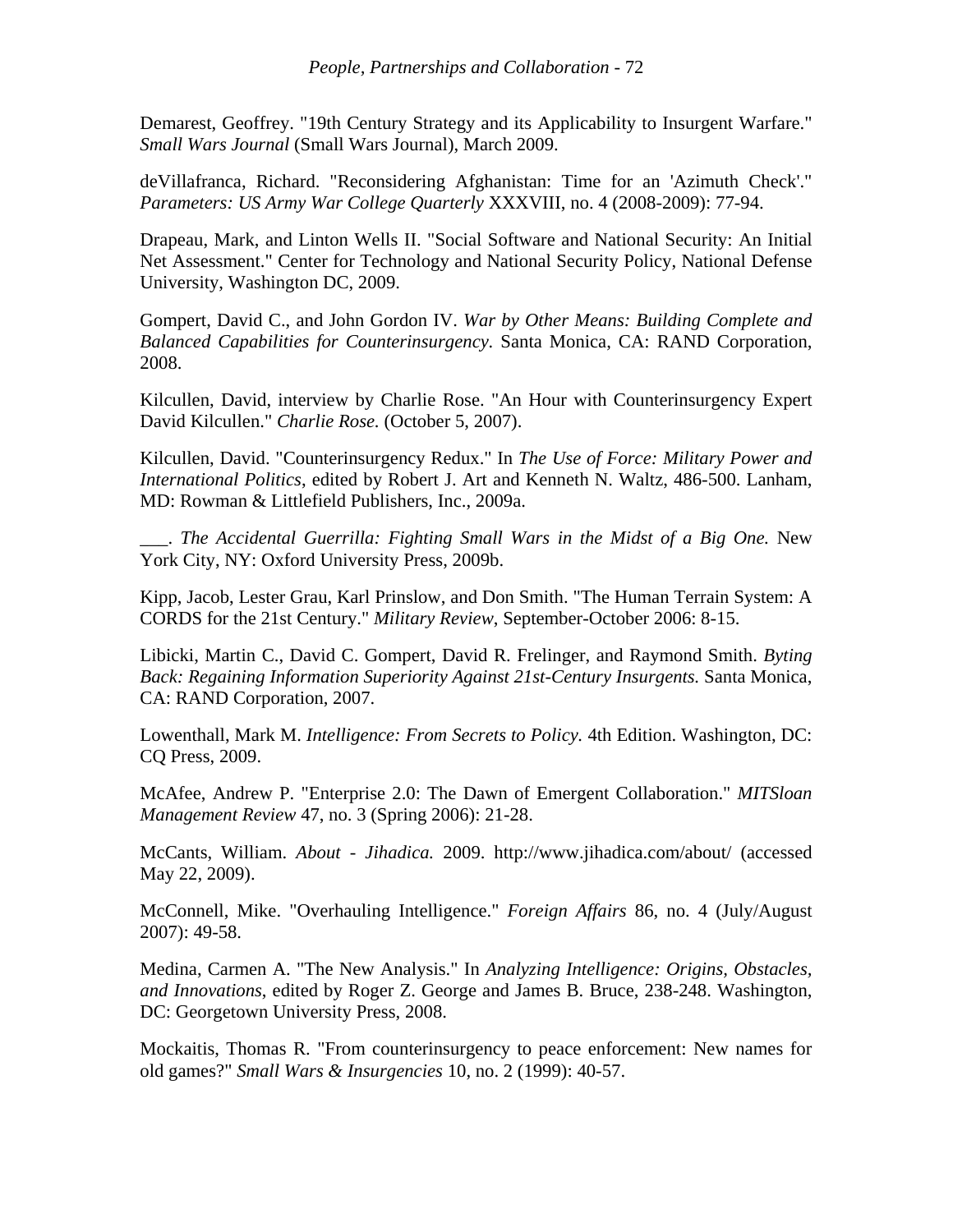Demarest, Geoffrey. "19th Century Strategy and its Applicability to Insurgent Warfare." *Small Wars Journal* (Small Wars Journal), March 2009.

deVillafranca, Richard. "Reconsidering Afghanistan: Time for an 'Azimuth Check'." *Parameters: US Army War College Quarterly* XXXVIII, no. 4 (2008-2009): 77-94.

Drapeau, Mark, and Linton Wells II. "Social Software and National Security: An Initial Net Assessment." Center for Technology and National Security Policy, National Defense University, Washington DC, 2009.

Gompert, David C., and John Gordon IV. *War by Other Means: Building Complete and Balanced Capabilities for Counterinsurgency.* Santa Monica, CA: RAND Corporation, 2008.

Kilcullen, David, interview by Charlie Rose. "An Hour with Counterinsurgency Expert David Kilcullen." *Charlie Rose.* (October 5, 2007).

Kilcullen, David. "Counterinsurgency Redux." In *The Use of Force: Military Power and International Politics*, edited by Robert J. Art and Kenneth N. Waltz, 486-500. Lanham, MD: Rowman & Littlefield Publishers, Inc., 2009a.

___. *The Accidental Guerrilla: Fighting Small Wars in the Midst of a Big One.* New York City, NY: Oxford University Press, 2009b.

Kipp, Jacob, Lester Grau, Karl Prinslow, and Don Smith. "The Human Terrain System: A CORDS for the 21st Century." *Military Review*, September-October 2006: 8-15.

Libicki, Martin C., David C. Gompert, David R. Frelinger, and Raymond Smith. *Byting Back: Regaining Information Superiority Against 21st-Century Insurgents.* Santa Monica, CA: RAND Corporation, 2007.

Lowenthall, Mark M. *Intelligence: From Secrets to Policy.* 4th Edition. Washington, DC: CQ Press, 2009.

McAfee, Andrew P. "Enterprise 2.0: The Dawn of Emergent Collaboration." *MITSloan Management Review* 47, no. 3 (Spring 2006): 21-28.

McCants, William. *About - Jihadica.* 2009. http://www.jihadica.com/about/ (accessed May 22, 2009).

McConnell, Mike. "Overhauling Intelligence." *Foreign Affairs* 86, no. 4 (July/August 2007): 49-58.

Medina, Carmen A. "The New Analysis." In *Analyzing Intelligence: Origins, Obstacles, and Innovations*, edited by Roger Z. George and James B. Bruce, 238-248. Washington, DC: Georgetown University Press, 2008.

Mockaitis, Thomas R. "From counterinsurgency to peace enforcement: New names for old games?" *Small Wars & Insurgencies* 10, no. 2 (1999): 40-57.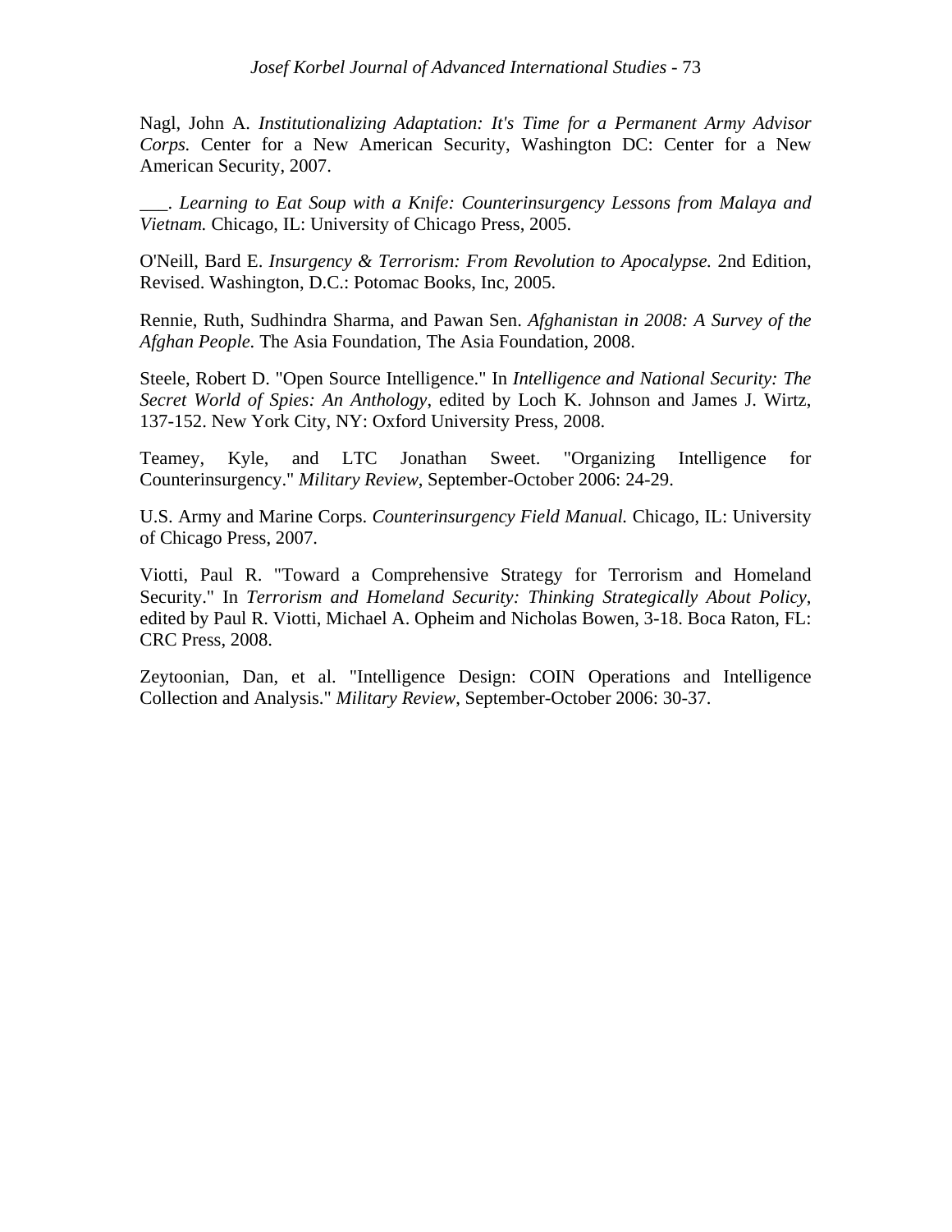Nagl, John A. *Institutionalizing Adaptation: It's Time for a Permanent Army Advisor Corps.* Center for a New American Security, Washington DC: Center for a New American Security, 2007.

___. *Learning to Eat Soup with a Knife: Counterinsurgency Lessons from Malaya and Vietnam.* Chicago, IL: University of Chicago Press, 2005.

O'Neill, Bard E. *Insurgency & Terrorism: From Revolution to Apocalypse.* 2nd Edition, Revised. Washington, D.C.: Potomac Books, Inc, 2005.

Rennie, Ruth, Sudhindra Sharma, and Pawan Sen. *Afghanistan in 2008: A Survey of the Afghan People.* The Asia Foundation, The Asia Foundation, 2008.

Steele, Robert D. "Open Source Intelligence." In *Intelligence and National Security: The Secret World of Spies: An Anthology*, edited by Loch K. Johnson and James J. Wirtz, 137-152. New York City, NY: Oxford University Press, 2008.

Teamey, Kyle, and LTC Jonathan Sweet. "Organizing Intelligence for Counterinsurgency." *Military Review*, September-October 2006: 24-29.

U.S. Army and Marine Corps. *Counterinsurgency Field Manual.* Chicago, IL: University of Chicago Press, 2007.

Viotti, Paul R. "Toward a Comprehensive Strategy for Terrorism and Homeland Security." In *Terrorism and Homeland Security: Thinking Strategically About Policy*, edited by Paul R. Viotti, Michael A. Opheim and Nicholas Bowen, 3-18. Boca Raton, FL: CRC Press, 2008.

Zeytoonian, Dan, et al. "Intelligence Design: COIN Operations and Intelligence Collection and Analysis." *Military Review*, September-October 2006: 30-37.